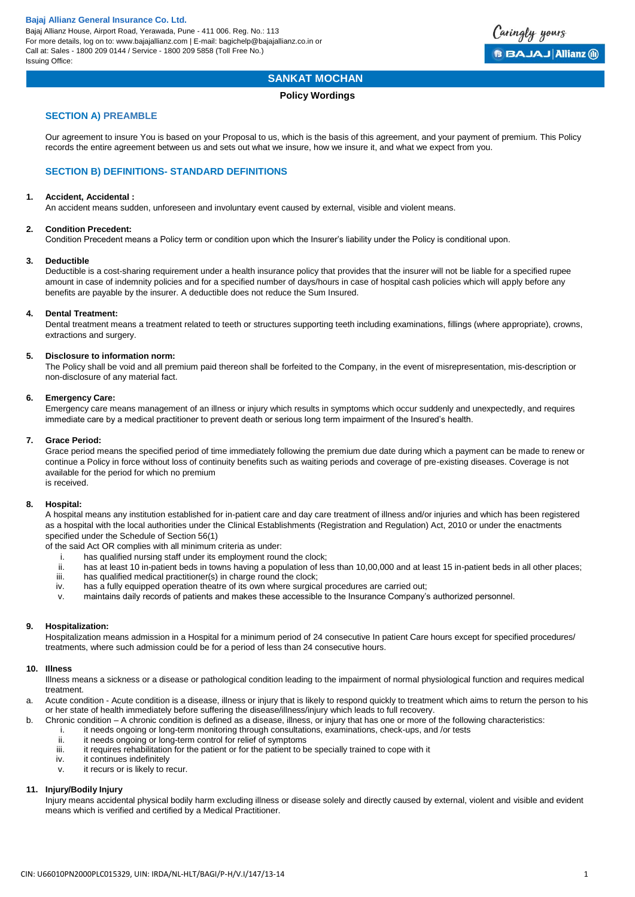**Bajaj Allianz General Insurance Co. Ltd.**
Bajaj Allianz House, Airport Road, Yerawada, Pune - 411 006. Reg. No.: 113
For more details, log on to: www.bajajallianz.com | E-mail: bagichelp@bajajallianz.co.in or
Call at: Sales - 1800 209 0144 / Service - 1800 209 5858 (Toll Free No.)
Issuing Office:

# SANKAT MOCHAN

**Policy Wordings**

## SECTION A) PREAMBLE

Our agreement to insure You is based on your Proposal to us, which is the basis of this agreement, and your payment of premium. This Policy records the entire agreement between us and sets out what we insure, how we insure it, and what we expect from you.

## SECTION B) DEFINITIONS- STANDARD DEFINITIONS

**1. Accident, Accidental :**
An accident means sudden, unforeseen and involuntary event caused by external, visible and violent means.

**2. Condition Precedent:**
Condition Precedent means a Policy term or condition upon which the Insurer's liability under the Policy is conditional upon.

**3. Deductible**
Deductible is a cost-sharing requirement under a health insurance policy that provides that the insurer will not be liable for a specified rupee amount in case of indemnity policies and for a specified number of days/hours in case of hospital cash policies which will apply before any benefits are payable by the insurer. A deductible does not reduce the Sum Insured.

**4. Dental Treatment:**
Dental treatment means a treatment related to teeth or structures supporting teeth including examinations, fillings (where appropriate), crowns, extractions and surgery.

**5. Disclosure to information norm:**
The Policy shall be void and all premium paid thereon shall be forfeited to the Company, in the event of misrepresentation, mis-description or non-disclosure of any material fact.

**6. Emergency Care:**
Emergency care means management of an illness or injury which results in symptoms which occur suddenly and unexpectedly, and requires immediate care by a medical practitioner to prevent death or serious long term impairment of the Insured's health.

**7. Grace Period:**
Grace period means the specified period of time immediately following the premium due date during which a payment can be made to renew or continue a Policy in force without loss of continuity benefits such as waiting periods and coverage of pre-existing diseases. Coverage is not available for the period for which no premium
is received.

**8. Hospital:**
A hospital means any institution established for in-patient care and day care treatment of illness and/or injuries and which has been registered as a hospital with the local authorities under the Clinical Establishments (Registration and Regulation) Act, 2010 or under the enactments specified under the Schedule of Section 56(1)
of the said Act OR complies with all minimum criteria as under:

i. has qualified nursing staff under its employment round the clock;
ii. has at least 10 in-patient beds in towns having a population of less than 10,00,000 and at least 15 in-patient beds in all other places;
iii. has qualified medical practitioner(s) in charge round the clock;
iv. has a fully equipped operation theatre of its own where surgical procedures are carried out;
v. maintains daily records of patients and makes these accessible to the Insurance Company's authorized personnel.

**9. Hospitalization:**
Hospitalization means admission in a Hospital for a minimum period of 24 consecutive In patient Care hours except for specified procedures/ treatments, where such admission could be for a period of less than 24 consecutive hours.

**10. Illness**
Illness means a sickness or a disease or pathological condition leading to the impairment of normal physiological function and requires medical treatment.

a. Acute condition - Acute condition is a disease, illness or injury that is likely to respond quickly to treatment which aims to return the person to his or her state of health immediately before suffering the disease/illness/injury which leads to full recovery.
b. Chronic condition – A chronic condition is defined as a disease, illness, or injury that has one or more of the following characteristics:
   i. it needs ongoing or long-term monitoring through consultations, examinations, check-ups, and /or tests
   ii. it needs ongoing or long-term control for relief of symptoms
   iii. it requires rehabilitation for the patient or for the patient to be specially trained to cope with it
   iv. it continues indefinitely
   v. it recurs or is likely to recur.

**11. Injury/Bodily Injury**
Injury means accidental physical bodily harm excluding illness or disease solely and directly caused by external, violent and visible and evident means which is verified and certified by a Medical Practitioner.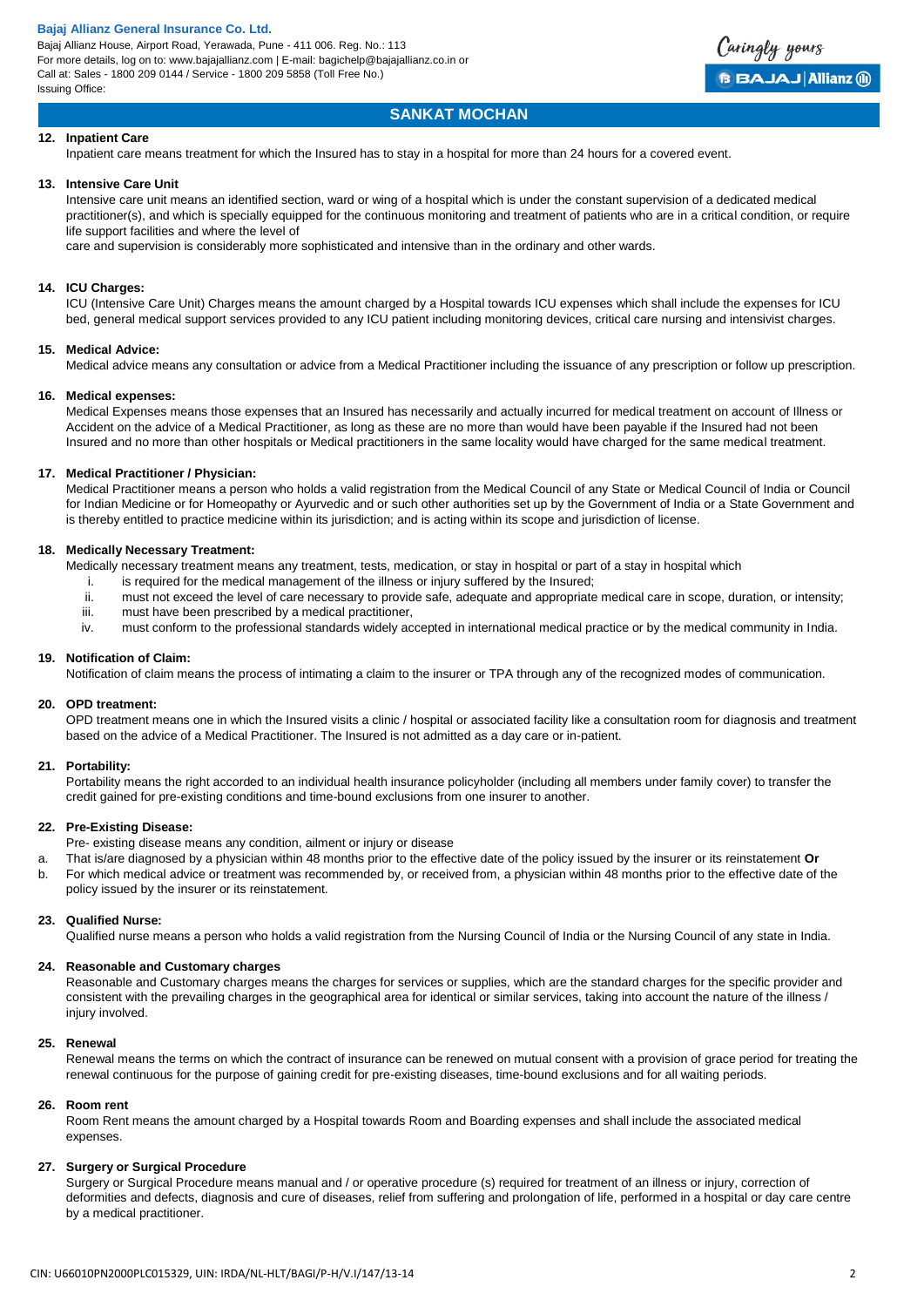## SANKAT MOCHAN

**12. Inpatient Care**

Inpatient care means treatment for which the Insured has to stay in a hospital for more than 24 hours for a covered event.

**13. Intensive Care Unit**

Intensive care unit means an identified section, ward or wing of a hospital which is under the constant supervision of a dedicated medical practitioner(s), and which is specially equipped for the continuous monitoring and treatment of patients who are in a critical condition, or require life support facilities and where the level of care and supervision is considerably more sophisticated and intensive than in the ordinary and other wards.

**14. ICU Charges:**

ICU (Intensive Care Unit) Charges means the amount charged by a Hospital towards ICU expenses which shall include the expenses for ICU bed, general medical support services provided to any ICU patient including monitoring devices, critical care nursing and intensivist charges.

**15. Medical Advice:**

Medical advice means any consultation or advice from a Medical Practitioner including the issuance of any prescription or follow up prescription.

**16. Medical expenses:**

Medical Expenses means those expenses that an Insured has necessarily and actually incurred for medical treatment on account of Illness or Accident on the advice of a Medical Practitioner, as long as these are no more than would have been payable if the Insured had not been Insured and no more than other hospitals or Medical practitioners in the same locality would have charged for the same medical treatment.

**17. Medical Practitioner / Physician:**

Medical Practitioner means a person who holds a valid registration from the Medical Council of any State or Medical Council of India or Council for Indian Medicine or for Homeopathy or Ayurvedic and or such other authorities set up by the Government of India or a State Government and is thereby entitled to practice medicine within its jurisdiction; and is acting within its scope and jurisdiction of license.

**18. Medically Necessary Treatment:**

Medically necessary treatment means any treatment, tests, medication, or stay in hospital or part of a stay in hospital which

i. is required for the medical management of the illness or injury suffered by the Insured;
ii. must not exceed the level of care necessary to provide safe, adequate and appropriate medical care in scope, duration, or intensity;
iii. must have been prescribed by a medical practitioner,
iv. must conform to the professional standards widely accepted in international medical practice or by the medical community in India.

**19. Notification of Claim:**

Notification of claim means the process of intimating a claim to the insurer or TPA through any of the recognized modes of communication.

**20. OPD treatment:**

OPD treatment means one in which the Insured visits a clinic / hospital or associated facility like a consultation room for diagnosis and treatment based on the advice of a Medical Practitioner. The Insured is not admitted as a day care or in-patient.

**21. Portability:**

Portability means the right accorded to an individual health insurance policyholder (including all members under family cover) to transfer the credit gained for pre-existing conditions and time-bound exclusions from one insurer to another.

**22. Pre-Existing Disease:**

Pre- existing disease means any condition, ailment or injury or disease

a. That is/are diagnosed by a physician within 48 months prior to the effective date of the policy issued by the insurer or its reinstatement **Or**
b. For which medical advice or treatment was recommended by, or received from, a physician within 48 months prior to the effective date of the policy issued by the insurer or its reinstatement.

**23. Qualified Nurse:**

Qualified nurse means a person who holds a valid registration from the Nursing Council of India or the Nursing Council of any state in India.

**24. Reasonable and Customary charges**

Reasonable and Customary charges means the charges for services or supplies, which are the standard charges for the specific provider and consistent with the prevailing charges in the geographical area for identical or similar services, taking into account the nature of the illness / injury involved.

**25. Renewal**

Renewal means the terms on which the contract of insurance can be renewed on mutual consent with a provision of grace period for treating the renewal continuous for the purpose of gaining credit for pre-existing diseases, time-bound exclusions and for all waiting periods.

**26. Room rent**

Room Rent means the amount charged by a Hospital towards Room and Boarding expenses and shall include the associated medical expenses.

**27. Surgery or Surgical Procedure**

Surgery or Surgical Procedure means manual and / or operative procedure (s) required for treatment of an illness or injury, correction of deformities and defects, diagnosis and cure of diseases, relief from suffering and prolongation of life, performed in a hospital or day care centre by a medical practitioner.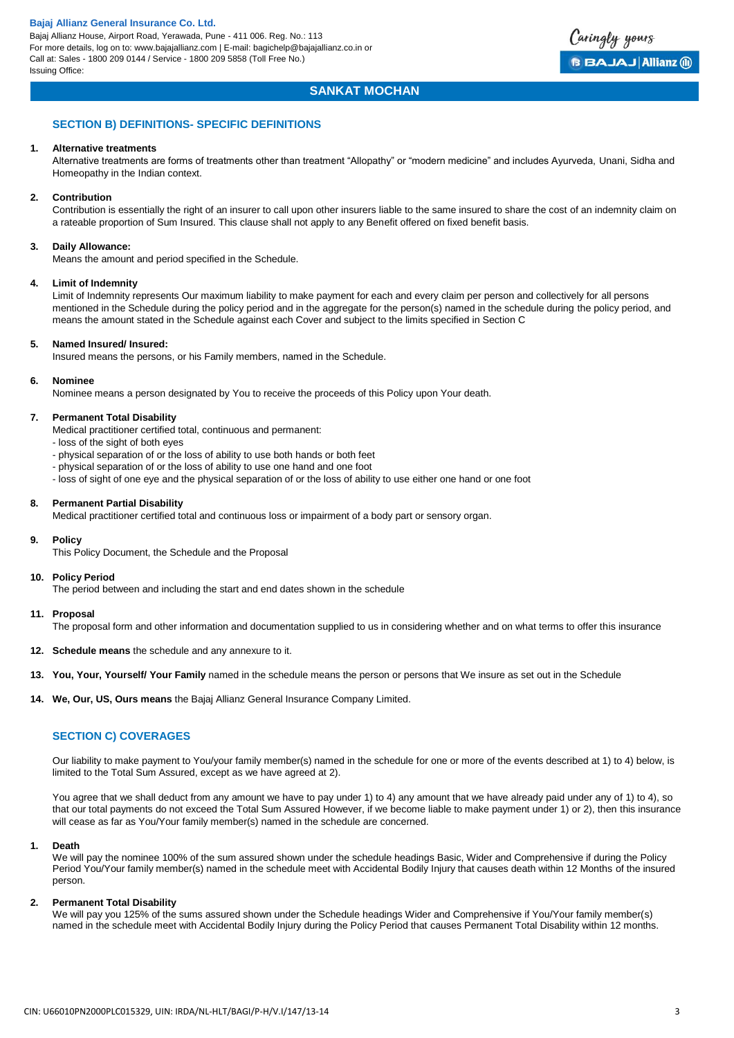# SANKAT MOCHAN

## SECTION B) DEFINITIONS- SPECIFIC DEFINITIONS

**1. Alternative treatments**

Alternative treatments are forms of treatments other than treatment "Allopathy" or "modern medicine" and includes Ayurveda, Unani, Sidha and Homeopathy in the Indian context.

**2. Contribution**

Contribution is essentially the right of an insurer to call upon other insurers liable to the same insured to share the cost of an indemnity claim on a rateable proportion of Sum Insured. This clause shall not apply to any Benefit offered on fixed benefit basis.

**3. Daily Allowance:**

Means the amount and period specified in the Schedule.

**4. Limit of Indemnity**

Limit of Indemnity represents Our maximum liability to make payment for each and every claim per person and collectively for all persons mentioned in the Schedule during the policy period and in the aggregate for the person(s) named in the schedule during the policy period, and means the amount stated in the Schedule against each Cover and subject to the limits specified in Section C

**5. Named Insured/ Insured:**

Insured means the persons, or his Family members, named in the Schedule.

**6. Nominee**

Nominee means a person designated by You to receive the proceeds of this Policy upon Your death.

**7. Permanent Total Disability**

Medical practitioner certified total, continuous and permanent:

- loss of the sight of both eyes
- physical separation of or the loss of ability to use both hands or both feet
- physical separation of or the loss of ability to use one hand and one foot
- loss of sight of one eye and the physical separation of or the loss of ability to use either one hand or one foot

**8. Permanent Partial Disability**

Medical practitioner certified total and continuous loss or impairment of a body part or sensory organ.

**9. Policy**

This Policy Document, the Schedule and the Proposal

**10. Policy Period**

The period between and including the start and end dates shown in the schedule

**11. Proposal**

The proposal form and other information and documentation supplied to us in considering whether and on what terms to offer this insurance

**12. Schedule means** the schedule and any annexure to it.

**13. You, Your, Yourself/ Your Family** named in the schedule means the person or persons that We insure as set out in the Schedule

**14. We, Our, US, Ours means** the Bajaj Allianz General Insurance Company Limited.

## SECTION C) COVERAGES

Our liability to make payment to You/your family member(s) named in the schedule for one or more of the events described at 1) to 4) below, is limited to the Total Sum Assured, except as we have agreed at 2).

You agree that we shall deduct from any amount we have to pay under 1) to 4) any amount that we have already paid under any of 1) to 4), so that our total payments do not exceed the Total Sum Assured However, if we become liable to make payment under 1) or 2), then this insurance will cease as far as You/Your family member(s) named in the schedule are concerned.

**1. Death**

We will pay the nominee 100% of the sum assured shown under the schedule headings Basic, Wider and Comprehensive if during the Policy Period You/Your family member(s) named in the schedule meet with Accidental Bodily Injury that causes death within 12 Months of the insured person.

**2. Permanent Total Disability**

We will pay you 125% of the sums assured shown under the Schedule headings Wider and Comprehensive if You/Your family member(s) named in the schedule meet with Accidental Bodily Injury during the Policy Period that causes Permanent Total Disability within 12 months.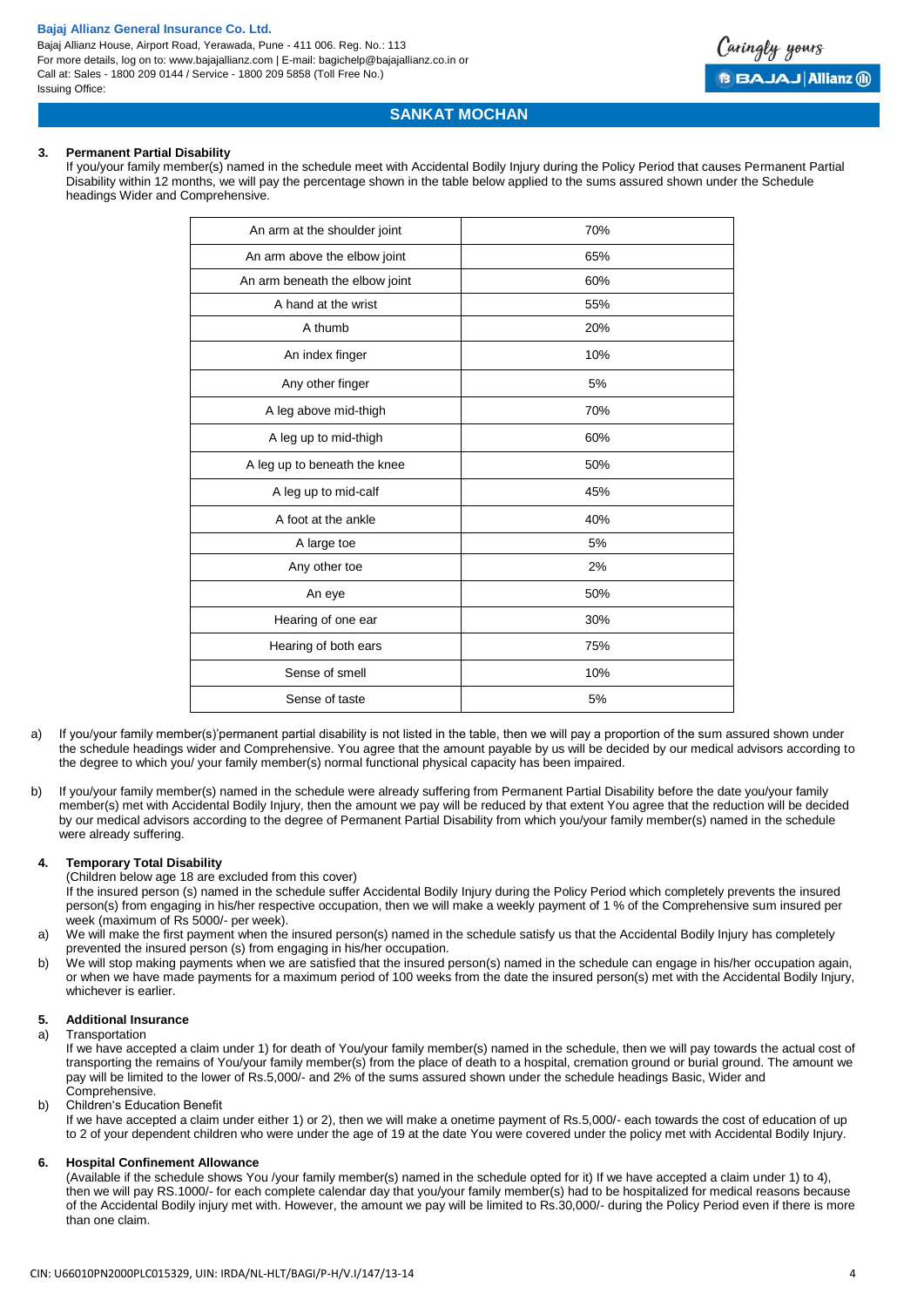## 3. Permanent Partial Disability

If you/your family member(s) named in the schedule meet with Accidental Bodily Injury during the Policy Period that causes Permanent Partial Disability within 12 months, we will pay the percentage shown in the table below applied to the sums assured shown under the Schedule headings Wider and Comprehensive.

| | |
|---|---|
| An arm at the shoulder joint | 70% |
| An arm above the elbow joint | 65% |
| An arm beneath the elbow joint | 60% |
| A hand at the wrist | 55% |
| A thumb | 20% |
| An index finger | 10% |
| Any other finger | 5% |
| A leg above mid-thigh | 70% |
| A leg up to mid-thigh | 60% |
| A leg up to beneath the knee | 50% |
| A leg up to mid-calf | 45% |
| A foot at the ankle | 40% |
| A large toe | 5% |
| Any other toe | 2% |
| An eye | 50% |
| Hearing of one ear | 30% |
| Hearing of both ears | 75% |
| Sense of smell | 10% |
| Sense of taste | 5% |

a) If you/your family member(s)'permanent partial disability is not listed in the table, then we will pay a proportion of the sum assured shown under the schedule headings wider and Comprehensive. You agree that the amount payable by us will be decided by our medical advisors according to the degree to which you/ your family member(s) normal functional physical capacity has been impaired.

b) If you/your family member(s) named in the schedule were already suffering from Permanent Partial Disability before the date you/your family member(s) met with Accidental Bodily Injury, then the amount we pay will be reduced by that extent You agree that the reduction will be decided by our medical advisors according to the degree of Permanent Partial Disability from which you/your family member(s) named in the schedule were already suffering.

## 4. Temporary Total Disability

(Children below age 18 are excluded from this cover)

If the insured person (s) named in the schedule suffer Accidental Bodily Injury during the Policy Period which completely prevents the insured person(s) from engaging in his/her respective occupation, then we will make a weekly payment of 1 % of the Comprehensive sum insured per week (maximum of Rs 5000/- per week).

a) We will make the first payment when the insured person(s) named in the schedule satisfy us that the Accidental Bodily Injury has completely prevented the insured person (s) from engaging in his/her occupation.

b) We will stop making payments when we are satisfied that the insured person(s) named in the schedule can engage in his/her occupation again, or when we have made payments for a maximum period of 100 weeks from the date the insured person(s) met with the Accidental Bodily Injury, whichever is earlier.

## 5. Additional Insurance

a) Transportation

If we have accepted a claim under 1) for death of You/your family member(s) named in the schedule, then we will pay towards the actual cost of transporting the remains of You/your family member(s) from the place of death to a hospital, cremation ground or burial ground. The amount we pay will be limited to the lower of Rs.5,000/- and 2% of the sums assured shown under the schedule headings Basic, Wider and Comprehensive.

b) Children's Education Benefit

If we have accepted a claim under either 1) or 2), then we will make a onetime payment of Rs.5,000/- each towards the cost of education of up to 2 of your dependent children who were under the age of 19 at the date You were covered under the policy met with Accidental Bodily Injury.

## 6. Hospital Confinement Allowance

(Available if the schedule shows You /your family member(s) named in the schedule opted for it) If we have accepted a claim under 1) to 4), then we will pay RS.1000/- for each complete calendar day that you/your family member(s) had to be hospitalized for medical reasons because of the Accidental Bodily injury met with. However, the amount we pay will be limited to Rs.30,000/- during the Policy Period even if there is more than one claim.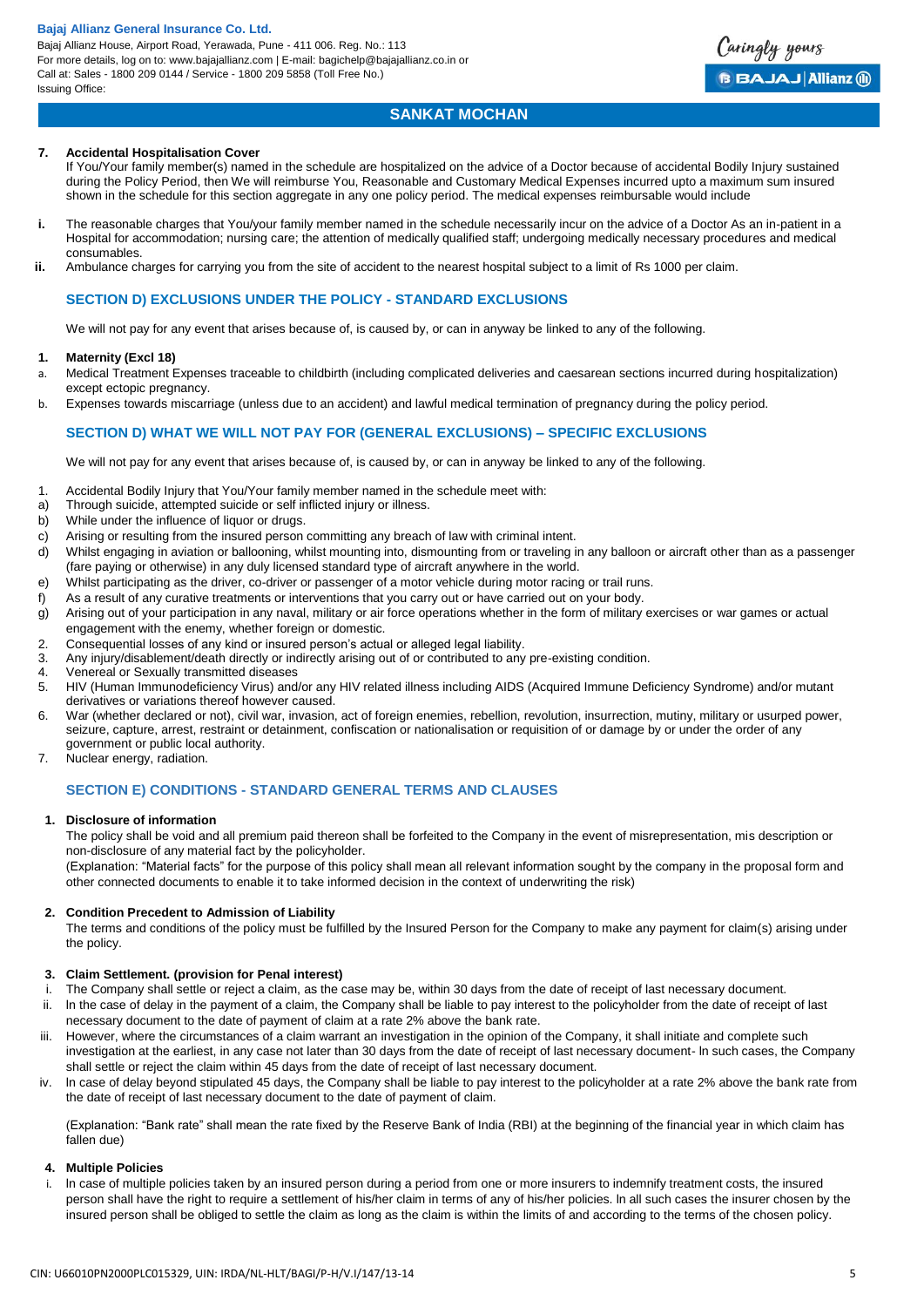## SANKAT MOCHAN

**7. Accidental Hospitalisation Cover**

If You/Your family member(s) named in the schedule are hospitalized on the advice of a Doctor because of accidental Bodily Injury sustained during the Policy Period, then We will reimburse You, Reasonable and Customary Medical Expenses incurred upto a maximum sum insured shown in the schedule for this section aggregate in any one policy period. The medical expenses reimbursable would include

- **i.** The reasonable charges that You/your family member named in the schedule necessarily incur on the advice of a Doctor As an in-patient in a Hospital for accommodation; nursing care; the attention of medically qualified staff; undergoing medically necessary procedures and medical consumables.
- **ii.** Ambulance charges for carrying you from the site of accident to the nearest hospital subject to a limit of Rs 1000 per claim.

### SECTION D) EXCLUSIONS UNDER THE POLICY - STANDARD EXCLUSIONS

We will not pay for any event that arises because of, is caused by, or can in anyway be linked to any of the following.

**1. Maternity (Excl 18)**

a. Medical Treatment Expenses traceable to childbirth (including complicated deliveries and caesarean sections incurred during hospitalization) except ectopic pregnancy.

b. Expenses towards miscarriage (unless due to an accident) and lawful medical termination of pregnancy during the policy period.

### SECTION D) WHAT WE WILL NOT PAY FOR (GENERAL EXCLUSIONS) – SPECIFIC EXCLUSIONS

We will not pay for any event that arises because of, is caused by, or can in anyway be linked to any of the following.

1. Accidental Bodily Injury that You/Your family member named in the schedule meet with:

a) Through suicide, attempted suicide or self inflicted injury or illness.

b) While under the influence of liquor or drugs.

c) Arising or resulting from the insured person committing any breach of law with criminal intent.

d) Whilst engaging in aviation or ballooning, whilst mounting into, dismounting from or traveling in any balloon or aircraft other than as a passenger (fare paying or otherwise) in any duly licensed standard type of aircraft anywhere in the world.

e) Whilst participating as the driver, co-driver or passenger of a motor vehicle during motor racing or trail runs.

f) As a result of any curative treatments or interventions that you carry out or have carried out on your body.

g) Arising out of your participation in any naval, military or air force operations whether in the form of military exercises or war games or actual engagement with the enemy, whether foreign or domestic.

2. Consequential losses of any kind or insured person's actual or alleged legal liability.
3. Any injury/disablement/death directly or indirectly arising out of or contributed to any pre-existing condition.
4. Venereal or Sexually transmitted diseases
5. HIV (Human Immunodeficiency Virus) and/or any HIV related illness including AIDS (Acquired Immune Deficiency Syndrome) and/or mutant derivatives or variations thereof however caused.
6. War (whether declared or not), civil war, invasion, act of foreign enemies, rebellion, revolution, insurrection, mutiny, military or usurped power, seizure, capture, arrest, restraint or detainment, confiscation or nationalisation or requisition of or damage by or under the order of any government or public local authority.
7. Nuclear energy, radiation.

### SECTION E) CONDITIONS - STANDARD GENERAL TERMS AND CLAUSES

**1. Disclosure of information**

The policy shall be void and all premium paid thereon shall be forfeited to the Company in the event of misrepresentation, mis description or non-disclosure of any material fact by the policyholder.

(Explanation: "Material facts" for the purpose of this policy shall mean all relevant information sought by the company in the proposal form and other connected documents to enable it to take informed decision in the context of underwriting the risk)

**2. Condition Precedent to Admission of Liability**

The terms and conditions of the policy must be fulfilled by the Insured Person for the Company to make any payment for claim(s) arising under the policy.

**3. Claim Settlement. (provision for Penal interest)**

- i. The Company shall settle or reject a claim, as the case may be, within 30 days from the date of receipt of last necessary document.
- ii. In the case of delay in the payment of a claim, the Company shall be liable to pay interest to the policyholder from the date of receipt of last necessary document to the date of payment of claim at a rate 2% above the bank rate.
- iii. However, where the circumstances of a claim warrant an investigation in the opinion of the Company, it shall initiate and complete such investigation at the earliest, in any case not later than 30 days from the date of receipt of last necessary document- In such cases, the Company shall settle or reject the claim within 45 days from the date of receipt of last necessary document.
- iv. In case of delay beyond stipulated 45 days, the Company shall be liable to pay interest to the policyholder at a rate 2% above the bank rate from the date of receipt of last necessary document to the date of payment of claim.

(Explanation: "Bank rate" shall mean the rate fixed by the Reserve Bank of India (RBI) at the beginning of the financial year in which claim has fallen due)

**4. Multiple Policies**

- i. In case of multiple policies taken by an insured person during a period from one or more insurers to indemnify treatment costs, the insured person shall have the right to require a settlement of his/her claim in terms of any of his/her policies. In all such cases the insurer chosen by the insured person shall be obliged to settle the claim as long as the claim is within the limits of and according to the terms of the chosen policy.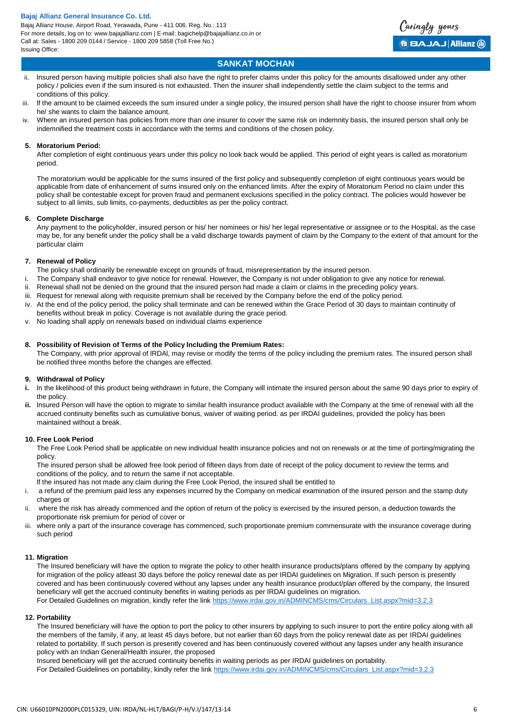ii. Insured person having multiple policies shall also have the right to prefer claims under this policy for the amounts disallowed under any other policy / policies even if the sum insured is not exhausted. Then the insurer shall independently settle the claim subject to the terms and conditions of this policy.

iii. If the amount to be claimed exceeds the sum insured under a single policy, the insured person shall have the right to choose insurer from whom he/ she wants to claim the balance amount.

iv. Where an insured person has policies from more than one insurer to cover the same risk on indemnity basis, the insured person shall only be indemnified the treatment costs in accordance with the terms and conditions of the chosen policy.

**5. Moratorium Period:**

After completion of eight continuous years under this policy no look back would be applied. This period of eight years is called as moratorium period.

The moratorium would be applicable for the sums insured of the first policy and subsequently completion of eight continuous years would be applicable from date of enhancement of sums insured only on the enhanced limits. After the expiry of Moratorium Period no claim under this policy shall be contestable except for proven fraud and permanent exclusions specified in the policy contract. The policies would however be subject to all limits, sub limits, co-payments, deductibles as per the policy contract.

**6. Complete Discharge**

Any payment to the policyholder, insured person or his/ her nominees or his/ her legal representative or assignee or to the Hospital, as the case may be, for any benefit under the policy shall be a valid discharge towards payment of claim by the Company to the extent of that amount for the particular claim

**7. Renewal of Policy**

The policy shall ordinarily be renewable except on grounds of fraud, misrepresentation by the insured person.

i. The Company shall endeavor to give notice for renewal. However, the Company is not under obligation to give any notice for renewal.

ii. Renewal shall not be denied on the ground that the insured person had made a claim or claims in the preceding policy years.

iii. Request for renewal along with requisite premium shall be received by the Company before the end of the policy period.

iv. At the end of the policy period, the policy shall terminate and can be renewed within the Grace Period of 30 days to maintain continuity of benefits without break in policy. Coverage is not available during the grace period.

v. No loading shall apply on renewals based on individual claims experience

**8. Possibility of Revision of Terms of the Policy Including the Premium Rates:**

The Company, with prior approval of IRDAI, may revise or modify the terms of the policy including the premium rates. The insured person shall be notified three months before the changes are effected.

**9. Withdrawal of Policy**

**i.** In the likelihood of this product being withdrawn in future, the Company will intimate the insured person about the same 90 days prior to expiry of the policy.

**ii.** Insured Person will have the option to migrate to similar health insurance product available with the Company at the time of renewal with all the accrued continuity benefits such as cumulative bonus, waiver of waiting period. as per IRDAI guidelines, provided the policy has been maintained without a break.

**10. Free Look Period**

The Free Look Period shall be applicable on new individual health insurance policies and not on renewals or at the time of porting/migrating the policy.

The insured person shall be allowed free look period of fifteen days from date of receipt of the policy document to review the terms and conditions of the policy, and to return the same if not acceptable.

If the insured has not made any claim during the Free Look Period, the insured shall be entitled to

i. a refund of the premium paid less any expenses incurred by the Company on medical examination of the insured person and the stamp duty charges or

ii. where the risk has already commenced and the option of return of the policy is exercised by the insured person, a deduction towards the proportionate risk premium for period of cover or

iii. where only a part of the insurance coverage has commenced, such proportionate premium commensurate with the insurance coverage during such period

**11. Migration**

The Insured beneficiary will have the option to migrate the policy to other health insurance products/plans offered by the company by applying for migration of the policy atleast 30 days before the policy renewal date as per IRDAI guidelines on Migration. If such person is presently covered and has been continuously covered without any lapses under any health insurance product/plan offered by the company, the Insured beneficiary will get the accrued continuity benefits in waiting periods as per IRDAI guidelines on migration.

For Detailed Guidelines on migration, kindly refer the link https://www.irdai.gov.in/ADMINCMS/cms/Circulars_List.aspx?mid=3.2.3

**12. Portability**

The Insured beneficiary will have the option to port the policy to other insurers by applying to such insurer to port the entire policy along with all the members of the family, if any, at least 45 days before, but not earlier than 60 days from the policy renewal date as per IRDAI guidelines related to portability. If such person is presently covered and has been continuously covered without any lapses under any health insurance policy with an Indian General/Health insurer, the proposed

Insured beneficiary will get the accrued continuity benefits in waiting periods as per IRDAI guidelines on portability.

For Detailed Guidelines on portability, kindly refer the link https://www.irdai.gov.in/ADMINCMS/cms/Circulars_List.aspx?mid=3.2.3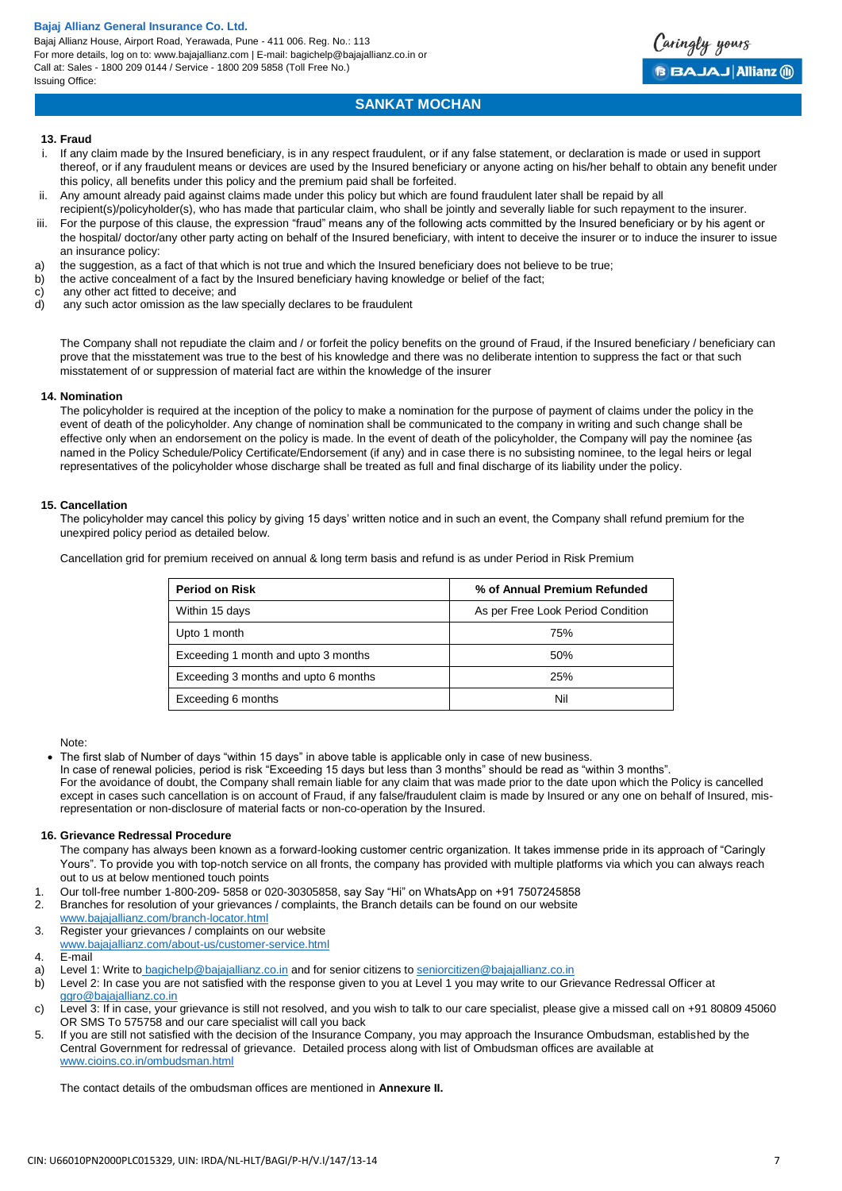## 13. Fraud

i. If any claim made by the Insured beneficiary, is in any respect fraudulent, or if any false statement, or declaration is made or used in support thereof, or if any fraudulent means or devices are used by the Insured beneficiary or anyone acting on his/her behalf to obtain any benefit under this policy, all benefits under this policy and the premium paid shall be forfeited.

ii. Any amount already paid against claims made under this policy but which are found fraudulent later shall be repaid by all recipient(s)/policyholder(s), who has made that particular claim, who shall be jointly and severally liable for such repayment to the insurer.

iii. For the purpose of this clause, the expression "fraud" means any of the following acts committed by the Insured beneficiary or by his agent or the hospital/ doctor/any other party acting on behalf of the Insured beneficiary, with intent to deceive the insurer or to induce the insurer to issue an insurance policy:

a) the suggestion, as a fact of that which is not true and which the Insured beneficiary does not believe to be true;
b) the active concealment of a fact by the Insured beneficiary having knowledge or belief of the fact;
c) any other act fitted to deceive; and
d) any such actor omission as the law specially declares to be fraudulent

The Company shall not repudiate the claim and / or forfeit the policy benefits on the ground of Fraud, if the Insured beneficiary / beneficiary can prove that the misstatement was true to the best of his knowledge and there was no deliberate intention to suppress the fact or that such misstatement of or suppression of material fact are within the knowledge of the insurer

## 14. Nomination

The policyholder is required at the inception of the policy to make a nomination for the purpose of payment of claims under the policy in the event of death of the policyholder. Any change of nomination shall be communicated to the company in writing and such change shall be effective only when an endorsement on the policy is made. In the event of death of the policyholder, the Company will pay the nominee {as named in the Policy Schedule/Policy Certificate/Endorsement (if any) and in case there is no subsisting nominee, to the legal heirs or legal representatives of the policyholder whose discharge shall be treated as full and final discharge of its liability under the policy.

## 15. Cancellation

The policyholder may cancel this policy by giving 15 days' written notice and in such an event, the Company shall refund premium for the unexpired policy period as detailed below.

Cancellation grid for premium received on annual & long term basis and refund is as under Period in Risk Premium

| Period on Risk | % of Annual Premium Refunded |
|---|---|
| Within 15 days | As per Free Look Period Condition |
| Upto 1 month | 75% |
| Exceeding 1 month and upto 3 months | 50% |
| Exceeding 3 months and upto 6 months | 25% |
| Exceeding 6 months | Nil |

Note:

- The first slab of Number of days "within 15 days" in above table is applicable only in case of new business.
  In case of renewal policies, period is risk "Exceeding 15 days but less than 3 months" should be read as "within 3 months".
  For the avoidance of doubt, the Company shall remain liable for any claim that was made prior to the date upon which the Policy is cancelled except in cases such cancellation is on account of Fraud, if any false/fraudulent claim is made by Insured or any one on behalf of Insured, mis-representation or non-disclosure of material facts or non-co-operation by the Insured.

## 16. Grievance Redressal Procedure

The company has always been known as a forward-looking customer centric organization. It takes immense pride in its approach of "Caringly Yours". To provide you with top-notch service on all fronts, the company has provided with multiple platforms via which you can always reach out to us at below mentioned touch points

1. Our toll-free number 1-800-209- 5858 or 020-30305858, say Say "Hi" on WhatsApp on +91 7507245858
2. Branches for resolution of your grievances / complaints, the Branch details can be found on our website www.bajajallianz.com/branch-locator.html
3. Register your grievances / complaints on our website www.bajajallianz.com/about-us/customer-service.html
4. E-mail
   a) Level 1: Write to bagichelp@bajajallianz.co.in and for senior citizens to seniorcitizen@bajajallianz.co.in
   b) Level 2: In case you are not satisfied with the response given to you at Level 1 you may write to our Grievance Redressal Officer at ggro@bajajallianz.co.in
   c) Level 3: If in case, your grievance is still not resolved, and you wish to talk to our care specialist, please give a missed call on +91 80809 45060 OR SMS To 575758 and our care specialist will call you back
5. If you are still not satisfied with the decision of the Insurance Company, you may approach the Insurance Ombudsman, established by the Central Government for redressal of grievance. Detailed process along with list of Ombudsman offices are available at www.cioins.co.in/ombudsman.html

The contact details of the ombudsman offices are mentioned in **Annexure II.**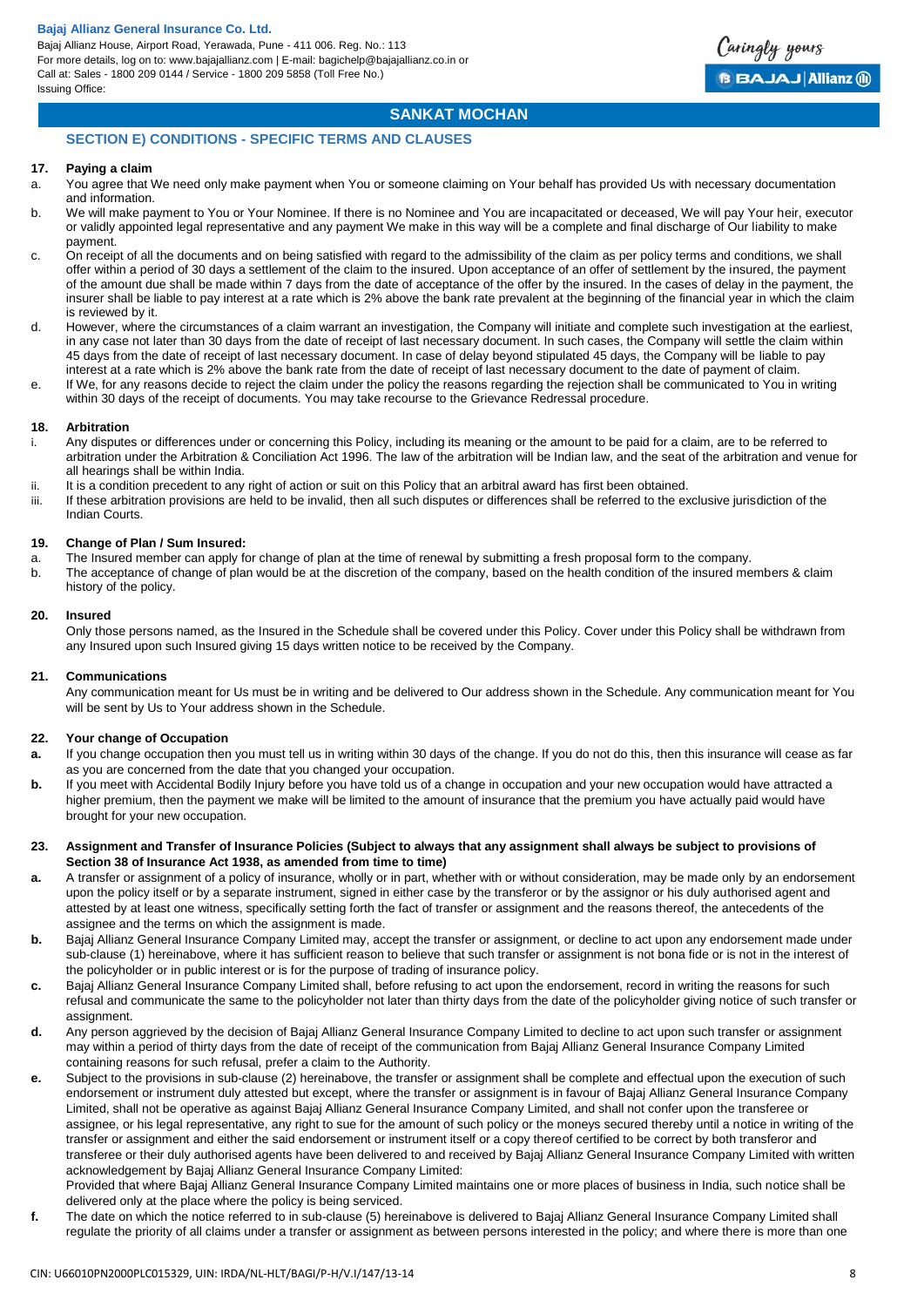## SANKAT MOCHAN

### SECTION E) CONDITIONS - SPECIFIC TERMS AND CLAUSES

**17. Paying a claim**

a. You agree that We need only make payment when You or someone claiming on Your behalf has provided Us with necessary documentation and information.

b. We will make payment to You or Your Nominee. If there is no Nominee and You are incapacitated or deceased, We will pay Your heir, executor or validly appointed legal representative and any payment We make in this way will be a complete and final discharge of Our liability to make payment.

c. On receipt of all the documents and on being satisfied with regard to the admissibility of the claim as per policy terms and conditions, we shall offer within a period of 30 days a settlement of the claim to the insured. Upon acceptance of an offer of settlement by the insured, the payment of the amount due shall be made within 7 days from the date of acceptance of the offer by the insured. In the cases of delay in the payment, the insurer shall be liable to pay interest at a rate which is 2% above the bank rate prevalent at the beginning of the financial year in which the claim is reviewed by it.

d. However, where the circumstances of a claim warrant an investigation, the Company will initiate and complete such investigation at the earliest, in any case not later than 30 days from the date of receipt of last necessary document. In such cases, the Company will settle the claim within 45 days from the date of receipt of last necessary document. In case of delay beyond stipulated 45 days, the Company will be liable to pay interest at a rate which is 2% above the bank rate from the date of receipt of last necessary document to the date of payment of claim.

e. If We, for any reasons decide to reject the claim under the policy the reasons regarding the rejection shall be communicated to You in writing within 30 days of the receipt of documents. You may take recourse to the Grievance Redressal procedure.

**18. Arbitration**

i. Any disputes or differences under or concerning this Policy, including its meaning or the amount to be paid for a claim, are to be referred to arbitration under the Arbitration & Conciliation Act 1996. The law of the arbitration will be Indian law, and the seat of the arbitration and venue for all hearings shall be within India.

ii. It is a condition precedent to any right of action or suit on this Policy that an arbitral award has first been obtained.

iii. If these arbitration provisions are held to be invalid, then all such disputes or differences shall be referred to the exclusive jurisdiction of the Indian Courts.

**19. Change of Plan / Sum Insured:**

a. The Insured member can apply for change of plan at the time of renewal by submitting a fresh proposal form to the company.

b. The acceptance of change of plan would be at the discretion of the company, based on the health condition of the insured members & claim history of the policy.

**20. Insured**

Only those persons named, as the Insured in the Schedule shall be covered under this Policy. Cover under this Policy shall be withdrawn from any Insured upon such Insured giving 15 days written notice to be received by the Company.

**21. Communications**

Any communication meant for Us must be in writing and be delivered to Our address shown in the Schedule. Any communication meant for You will be sent by Us to Your address shown in the Schedule.

**22. Your change of Occupation**

**a.** If you change occupation then you must tell us in writing within 30 days of the change. If you do not do this, then this insurance will cease as far as you are concerned from the date that you changed your occupation.

**b.** If you meet with Accidental Bodily Injury before you have told us of a change in occupation and your new occupation would have attracted a higher premium, then the payment we make will be limited to the amount of insurance that the premium you have actually paid would have brought for your new occupation.

**23. Assignment and Transfer of Insurance Policies (Subject to always that any assignment shall always be subject to provisions of Section 38 of Insurance Act 1938, as amended from time to time)**

**a.** A transfer or assignment of a policy of insurance, wholly or in part, whether with or without consideration, may be made only by an endorsement upon the policy itself or by a separate instrument, signed in either case by the transferor or by the assignor or his duly authorised agent and attested by at least one witness, specifically setting forth the fact of transfer or assignment and the reasons thereof, the antecedents of the assignee and the terms on which the assignment is made.

**b.** Bajaj Allianz General Insurance Company Limited may, accept the transfer or assignment, or decline to act upon any endorsement made under sub-clause (1) hereinabove, where it has sufficient reason to believe that such transfer or assignment is not bona fide or is not in the interest of the policyholder or in public interest or is for the purpose of trading of insurance policy.

**c.** Bajaj Allianz General Insurance Company Limited shall, before refusing to act upon the endorsement, record in writing the reasons for such refusal and communicate the same to the policyholder not later than thirty days from the date of the policyholder giving notice of such transfer or assignment.

**d.** Any person aggrieved by the decision of Bajaj Allianz General Insurance Company Limited to decline to act upon such transfer or assignment may within a period of thirty days from the date of receipt of the communication from Bajaj Allianz General Insurance Company Limited containing reasons for such refusal, prefer a claim to the Authority.

**e.** Subject to the provisions in sub-clause (2) hereinabove, the transfer or assignment shall be complete and effectual upon the execution of such endorsement or instrument duly attested but except, where the transfer or assignment is in favour of Bajaj Allianz General Insurance Company Limited, shall not be operative as against Bajaj Allianz General Insurance Company Limited, and shall not confer upon the transferee or assignee, or his legal representative, any right to sue for the amount of such policy or the moneys secured thereby until a notice in writing of the transfer or assignment and either the said endorsement or instrument itself or a copy thereof certified to be correct by both transferor and transferee or their duly authorised agents have been delivered to and received by Bajaj Allianz General Insurance Company Limited with written acknowledgement by Bajaj Allianz General Insurance Company Limited:

Provided that where Bajaj Allianz General Insurance Company Limited maintains one or more places of business in India, such notice shall be delivered only at the place where the policy is being serviced.

**f.** The date on which the notice referred to in sub-clause (5) hereinabove is delivered to Bajaj Allianz General Insurance Company Limited shall regulate the priority of all claims under a transfer or assignment as between persons interested in the policy; and where there is more than one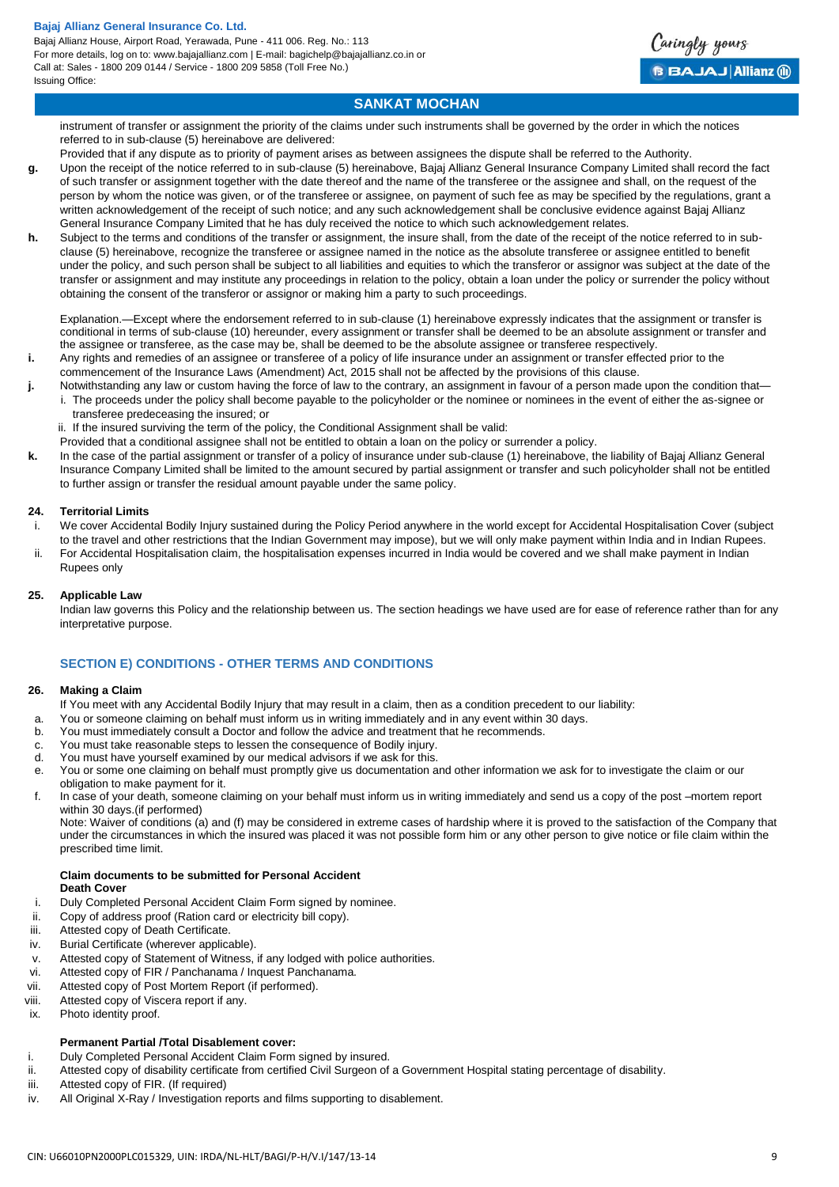instrument of transfer or assignment the priority of the claims under such instruments shall be governed by the order in which the notices referred to in sub-clause (5) hereinabove are delivered:

Provided that if any dispute as to priority of payment arises as between assignees the dispute shall be referred to the Authority.

**g.** Upon the receipt of the notice referred to in sub-clause (5) hereinabove, Bajaj Allianz General Insurance Company Limited shall record the fact of such transfer or assignment together with the date thereof and the name of the transferee or the assignee and shall, on the request of the person by whom the notice was given, or of the transferee or assignee, on payment of such fee as may be specified by the regulations, grant a written acknowledgement of the receipt of such notice; and any such acknowledgement shall be conclusive evidence against Bajaj Allianz General Insurance Company Limited that he has duly received the notice to which such acknowledgement relates.

**h.** Subject to the terms and conditions of the transfer or assignment, the insure shall, from the date of the receipt of the notice referred to in sub-clause (5) hereinabove, recognize the transferee or assignee named in the notice as the absolute transferee or assignee entitled to benefit under the policy, and such person shall be subject to all liabilities and equities to which the transferor or assignor was subject at the date of the transfer or assignment and may institute any proceedings in relation to the policy, obtain a loan under the policy or surrender the policy without obtaining the consent of the transferor or assignor or making him a party to such proceedings.

Explanation.—Except where the endorsement referred to in sub-clause (1) hereinabove expressly indicates that the assignment or transfer is conditional in terms of sub-clause (10) hereunder, every assignment or transfer shall be deemed to be an absolute assignment or transfer and the assignee or transferee, as the case may be, shall be deemed to be the absolute assignee or transferee respectively.

**i.** Any rights and remedies of an assignee or transferee of a policy of life insurance under an assignment or transfer effected prior to the commencement of the Insurance Laws (Amendment) Act, 2015 shall not be affected by the provisions of this clause.

**j.** Notwithstanding any law or custom having the force of law to the contrary, an assignment in favour of a person made upon the condition that—

i. The proceeds under the policy shall become payable to the policyholder or the nominee or nominees in the event of either the as-signee or transferee predeceasing the insured; or

ii. If the insured surviving the term of the policy, the Conditional Assignment shall be valid:

Provided that a conditional assignee shall not be entitled to obtain a loan on the policy or surrender a policy.

**k.** In the case of the partial assignment or transfer of a policy of insurance under sub-clause (1) hereinabove, the liability of Bajaj Allianz General Insurance Company Limited shall be limited to the amount secured by partial assignment or transfer and such policyholder shall not be entitled to further assign or transfer the residual amount payable under the same policy.

**24. Territorial Limits**

i. We cover Accidental Bodily Injury sustained during the Policy Period anywhere in the world except for Accidental Hospitalisation Cover (subject to the travel and other restrictions that the Indian Government may impose), but we will only make payment within India and in Indian Rupees.

ii. For Accidental Hospitalisation claim, the hospitalisation expenses incurred in India would be covered and we shall make payment in Indian Rupees only

**25. Applicable Law**

Indian law governs this Policy and the relationship between us. The section headings we have used are for ease of reference rather than for any interpretative purpose.

## SECTION E) CONDITIONS - OTHER TERMS AND CONDITIONS

**26. Making a Claim**

If You meet with any Accidental Bodily Injury that may result in a claim, then as a condition precedent to our liability:

a. You or someone claiming on behalf must inform us in writing immediately and in any event within 30 days.
b. You must immediately consult a Doctor and follow the advice and treatment that he recommends.
c. You must take reasonable steps to lessen the consequence of Bodily injury.
d. You must have yourself examined by our medical advisors if we ask for this.
e. You or some one claiming on behalf must promptly give us documentation and other information we ask for to investigate the claim or our obligation to make payment for it.
f. In case of your death, someone claiming on your behalf must inform us in writing immediately and send us a copy of the post –mortem report within 30 days.(if performed)

Note: Waiver of conditions (a) and (f) may be considered in extreme cases of hardship where it is proved to the satisfaction of the Company that under the circumstances in which the insured was placed it was not possible form him or any other person to give notice or file claim within the prescribed time limit.

**Claim documents to be submitted for Personal Accident**
**Death Cover**

i. Duly Completed Personal Accident Claim Form signed by nominee.
ii. Copy of address proof (Ration card or electricity bill copy).
iii. Attested copy of Death Certificate.
iv. Burial Certificate (wherever applicable).
v. Attested copy of Statement of Witness, if any lodged with police authorities.
vi. Attested copy of FIR / Panchanama / Inquest Panchanama.
vii. Attested copy of Post Mortem Report (if performed).
viii. Attested copy of Viscera report if any.
ix. Photo identity proof.

**Permanent Partial /Total Disablement cover:**

i. Duly Completed Personal Accident Claim Form signed by insured.
ii. Attested copy of disability certificate from certified Civil Surgeon of a Government Hospital stating percentage of disability.
iii. Attested copy of FIR. (If required)
iv. All Original X-Ray / Investigation reports and films supporting to disablement.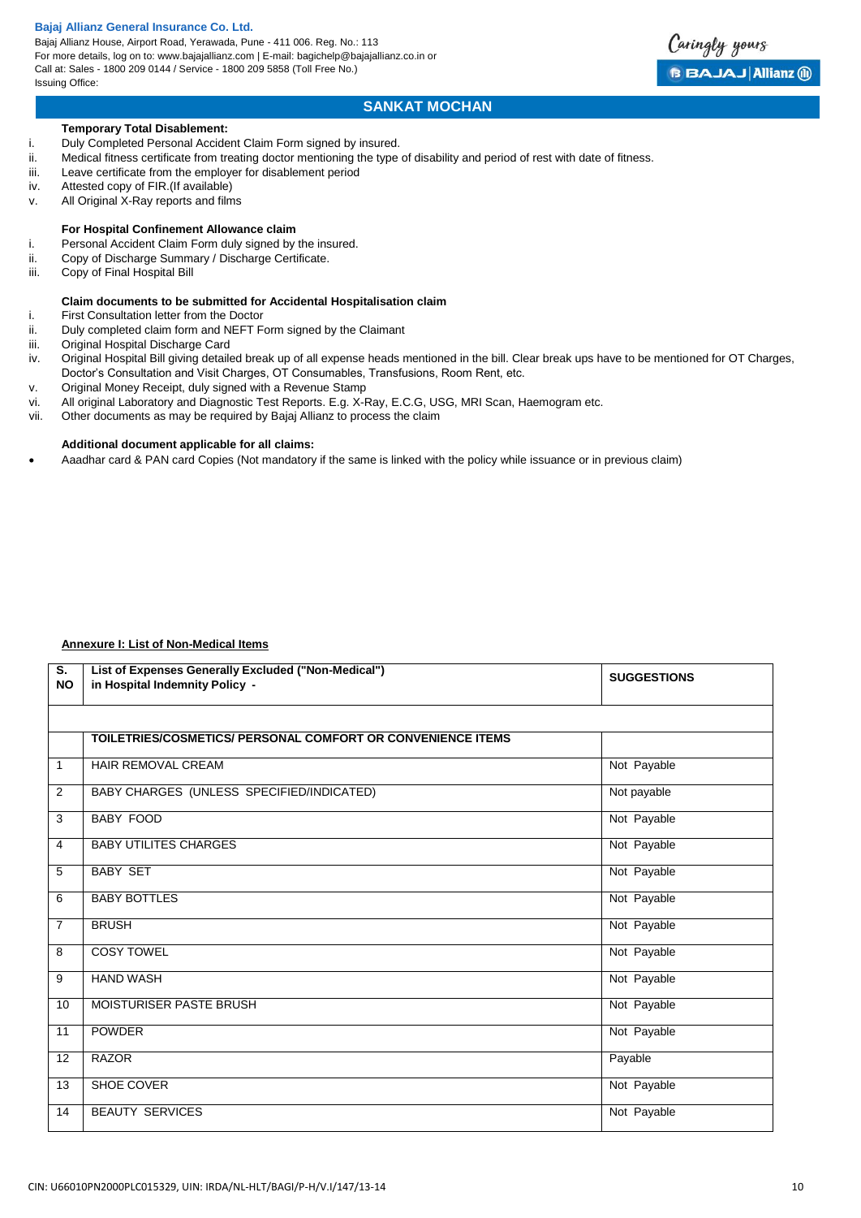## SANKAT MOCHAN

**Temporary Total Disablement:**

i. Duly Completed Personal Accident Claim Form signed by insured.
ii. Medical fitness certificate from treating doctor mentioning the type of disability and period of rest with date of fitness.
iii. Leave certificate from the employer for disablement period
iv. Attested copy of FIR.(If available)
v. All Original X-Ray reports and films

**For Hospital Confinement Allowance claim**

i. Personal Accident Claim Form duly signed by the insured.
ii. Copy of Discharge Summary / Discharge Certificate.
iii. Copy of Final Hospital Bill

**Claim documents to be submitted for Accidental Hospitalisation claim**

i. First Consultation letter from the Doctor
ii. Duly completed claim form and NEFT Form signed by the Claimant
iii. Original Hospital Discharge Card
iv. Original Hospital Bill giving detailed break up of all expense heads mentioned in the bill. Clear break ups have to be mentioned for OT Charges, Doctor's Consultation and Visit Charges, OT Consumables, Transfusions, Room Rent, etc.
v. Original Money Receipt, duly signed with a Revenue Stamp
vi. All original Laboratory and Diagnostic Test Reports. E.g. X-Ray, E.C.G, USG, MRI Scan, Haemogram etc.
vii. Other documents as may be required by Bajaj Allianz to process the claim

**Additional document applicable for all claims:**

- Aaadhar card & PAN card Copies (Not mandatory if the same is linked with the policy while issuance or in previous claim)

**Annexure I: List of Non-Medical Items**

| S. NO | List of Expenses Generally Excluded ("Non-Medical") in Hospital Indemnity Policy - | SUGGESTIONS |
|---|---|---|
| | | |
| | TOILETRIES/COSMETICS/ PERSONAL COMFORT OR CONVENIENCE ITEMS | |
| 1 | HAIR REMOVAL CREAM | Not Payable |
| 2 | BABY CHARGES (UNLESS SPECIFIED/INDICATED) | Not payable |
| 3 | BABY FOOD | Not Payable |
| 4 | BABY UTILITES CHARGES | Not Payable |
| 5 | BABY SET | Not Payable |
| 6 | BABY BOTTLES | Not Payable |
| 7 | BRUSH | Not Payable |
| 8 | COSY TOWEL | Not Payable |
| 9 | HAND WASH | Not Payable |
| 10 | MOISTURISER PASTE BRUSH | Not Payable |
| 11 | POWDER | Not Payable |
| 12 | RAZOR | Payable |
| 13 | SHOE COVER | Not Payable |
| 14 | BEAUTY SERVICES | Not Payable |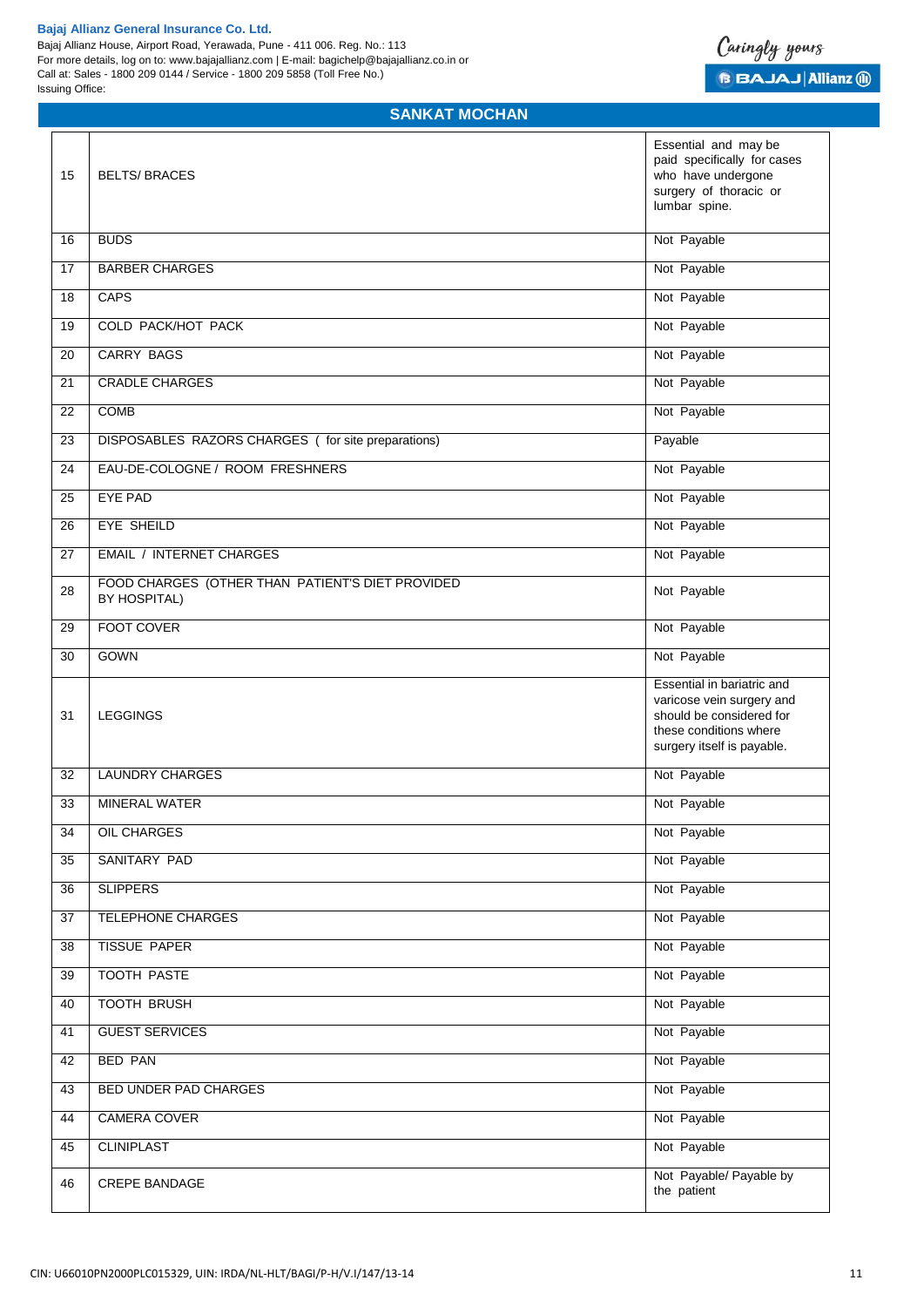## SANKAT MOCHAN

| | | |
|---|---|---|
| 15 | BELTS/ BRACES | Essential and may be paid specifically for cases who have undergone surgery of thoracic or lumbar spine. |
| 16 | BUDS | Not Payable |
| 17 | BARBER CHARGES | Not Payable |
| 18 | CAPS | Not Payable |
| 19 | COLD PACK/HOT PACK | Not Payable |
| 20 | CARRY BAGS | Not Payable |
| 21 | CRADLE CHARGES | Not Payable |
| 22 | COMB | Not Payable |
| 23 | DISPOSABLES RAZORS CHARGES ( for site preparations) | Payable |
| 24 | EAU-DE-COLOGNE / ROOM FRESHNERS | Not Payable |
| 25 | EYE PAD | Not Payable |
| 26 | EYE SHEILD | Not Payable |
| 27 | EMAIL / INTERNET CHARGES | Not Payable |
| 28 | FOOD CHARGES (OTHER THAN PATIENT'S DIET PROVIDED BY HOSPITAL) | Not Payable |
| 29 | FOOT COVER | Not Payable |
| 30 | GOWN | Not Payable |
| 31 | LEGGINGS | Essential in bariatric and varicose vein surgery and should be considered for these conditions where surgery itself is payable. |
| 32 | LAUNDRY CHARGES | Not Payable |
| 33 | MINERAL WATER | Not Payable |
| 34 | OIL CHARGES | Not Payable |
| 35 | SANITARY PAD | Not Payable |
| 36 | SLIPPERS | Not Payable |
| 37 | TELEPHONE CHARGES | Not Payable |
| 38 | TISSUE PAPER | Not Payable |
| 39 | TOOTH PASTE | Not Payable |
| 40 | TOOTH BRUSH | Not Payable |
| 41 | GUEST SERVICES | Not Payable |
| 42 | BED PAN | Not Payable |
| 43 | BED UNDER PAD CHARGES | Not Payable |
| 44 | CAMERA COVER | Not Payable |
| 45 | CLINIPLAST | Not Payable |
| 46 | CREPE BANDAGE | Not Payable/ Payable by the patient |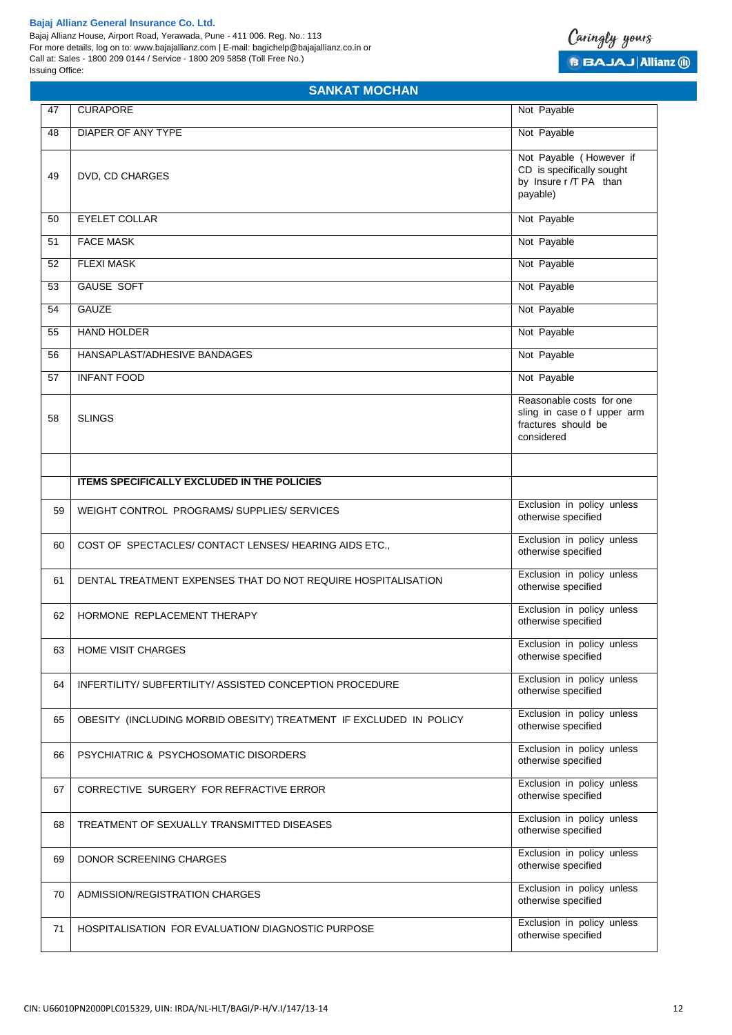## SANKAT MOCHAN

| | | |
|---|---|---|
| 47 | CURAPORE | Not Payable |
| 48 | DIAPER OF ANY TYPE | Not Payable |
| 49 | DVD, CD CHARGES | Not Payable ( However if CD is specifically sought by Insure r /T PA than payable) |
| 50 | EYELET COLLAR | Not Payable |
| 51 | FACE MASK | Not Payable |
| 52 | FLEXI MASK | Not Payable |
| 53 | GAUSE SOFT | Not Payable |
| 54 | GAUZE | Not Payable |
| 55 | HAND HOLDER | Not Payable |
| 56 | HANSAPLAST/ADHESIVE BANDAGES | Not Payable |
| 57 | INFANT FOOD | Not Payable |
| 58 | SLINGS | Reasonable costs for one sling in case o f upper arm fractures should be considered |
| | | |
| | **ITEMS SPECIFICALLY EXCLUDED IN THE POLICIES** | |
| 59 | WEIGHT CONTROL PROGRAMS/ SUPPLIES/ SERVICES | Exclusion in policy unless otherwise specified |
| 60 | COST OF SPECTACLES/ CONTACT LENSES/ HEARING AIDS ETC., | Exclusion in policy unless otherwise specified |
| 61 | DENTAL TREATMENT EXPENSES THAT DO NOT REQUIRE HOSPITALISATION | Exclusion in policy unless otherwise specified |
| 62 | HORMONE REPLACEMENT THERAPY | Exclusion in policy unless otherwise specified |
| 63 | HOME VISIT CHARGES | Exclusion in policy unless otherwise specified |
| 64 | INFERTILITY/ SUBFERTILITY/ ASSISTED CONCEPTION PROCEDURE | Exclusion in policy unless otherwise specified |
| 65 | OBESITY (INCLUDING MORBID OBESITY) TREATMENT IF EXCLUDED IN POLICY | Exclusion in policy unless otherwise specified |
| 66 | PSYCHIATRIC & PSYCHOSOMATIC DISORDERS | Exclusion in policy unless otherwise specified |
| 67 | CORRECTIVE SURGERY FOR REFRACTIVE ERROR | Exclusion in policy unless otherwise specified |
| 68 | TREATMENT OF SEXUALLY TRANSMITTED DISEASES | Exclusion in policy unless otherwise specified |
| 69 | DONOR SCREENING CHARGES | Exclusion in policy unless otherwise specified |
| 70 | ADMISSION/REGISTRATION CHARGES | Exclusion in policy unless otherwise specified |
| 71 | HOSPITALISATION FOR EVALUATION/ DIAGNOSTIC PURPOSE | Exclusion in policy unless otherwise specified |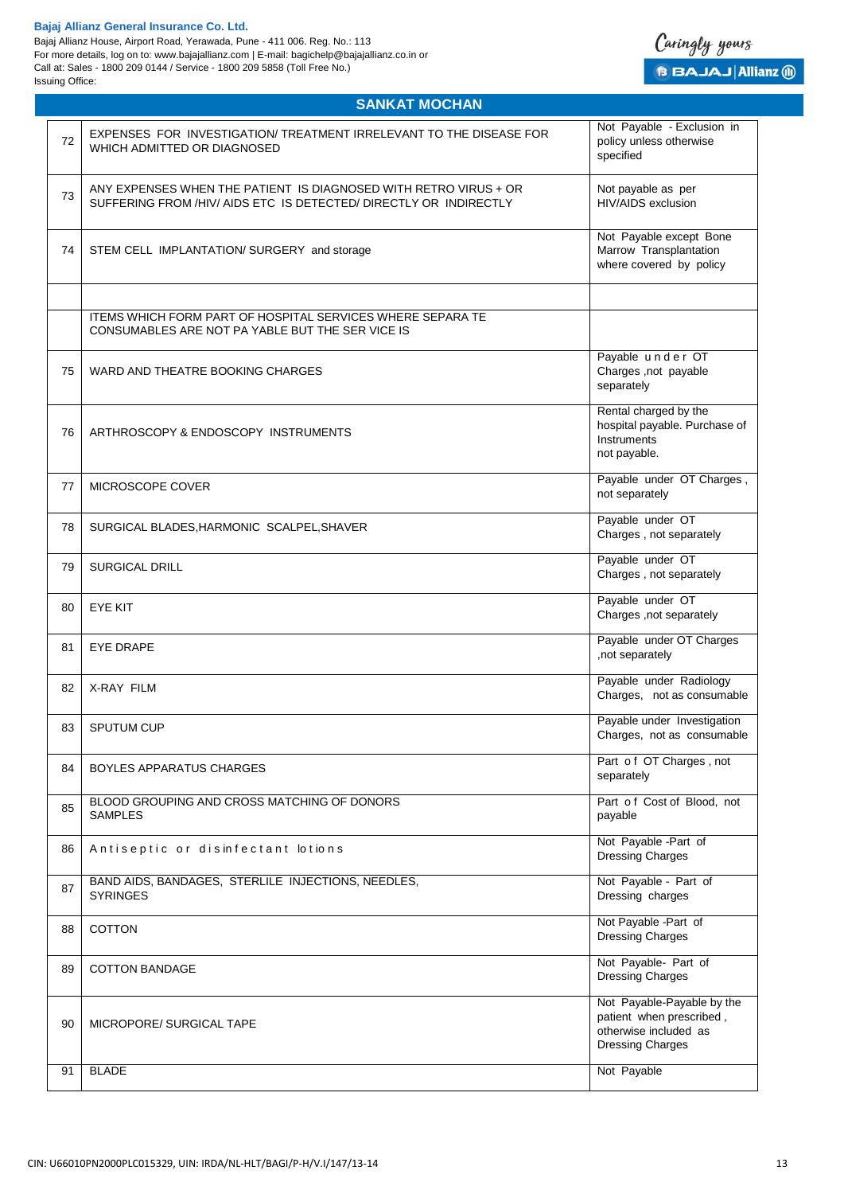## SANKAT MOCHAN

| | | |
|---|---|---|
| 72 | EXPENSES FOR INVESTIGATION/ TREATMENT IRRELEVANT TO THE DISEASE FOR WHICH ADMITTED OR DIAGNOSED | Not Payable - Exclusion in policy unless otherwise specified |
| 73 | ANY EXPENSES WHEN THE PATIENT IS DIAGNOSED WITH RETRO VIRUS + OR SUFFERING FROM /HIV/ AIDS ETC IS DETECTED/ DIRECTLY OR INDIRECTLY | Not payable as per HIV/AIDS exclusion |
| 74 | STEM CELL IMPLANTATION/ SURGERY and storage | Not Payable except Bone Marrow Transplantation where covered by policy |
| | | |
| | ITEMS WHICH FORM PART OF HOSPITAL SERVICES WHERE SEPARA TE CONSUMABLES ARE NOT PA YABLE BUT THE SER VICE IS | |
| 75 | WARD AND THEATRE BOOKING CHARGES | Payable under OT Charges ,not payable separately |
| 76 | ARTHROSCOPY & ENDOSCOPY INSTRUMENTS | Rental charged by the hospital payable. Purchase of Instruments not payable. |
| 77 | MICROSCOPE COVER | Payable under OT Charges , not separately |
| 78 | SURGICAL BLADES,HARMONIC SCALPEL,SHAVER | Payable under OT Charges , not separately |
| 79 | SURGICAL DRILL | Payable under OT Charges , not separately |
| 80 | EYE KIT | Payable under OT Charges ,not separately |
| 81 | EYE DRAPE | Payable under OT Charges ,not separately |
| 82 | X-RAY FILM | Payable under Radiology Charges, not as consumable |
| 83 | SPUTUM CUP | Payable under Investigation Charges, not as consumable |
| 84 | BOYLES APPARATUS CHARGES | Part of OT Charges , not separately |
| 85 | BLOOD GROUPING AND CROSS MATCHING OF DONORS SAMPLES | Part of Cost of Blood, not payable |
| 86 | Antiseptic or disinfectant lotions | Not Payable -Part of Dressing Charges |
| 87 | BAND AIDS, BANDAGES, STERLILE INJECTIONS, NEEDLES, SYRINGES | Not Payable - Part of Dressing charges |
| 88 | COTTON | Not Payable -Part of Dressing Charges |
| 89 | COTTON BANDAGE | Not Payable- Part of Dressing Charges |
| 90 | MICROPORE/ SURGICAL TAPE | Not Payable-Payable by the patient when prescribed , otherwise included as Dressing Charges |
| 91 | BLADE | Not Payable |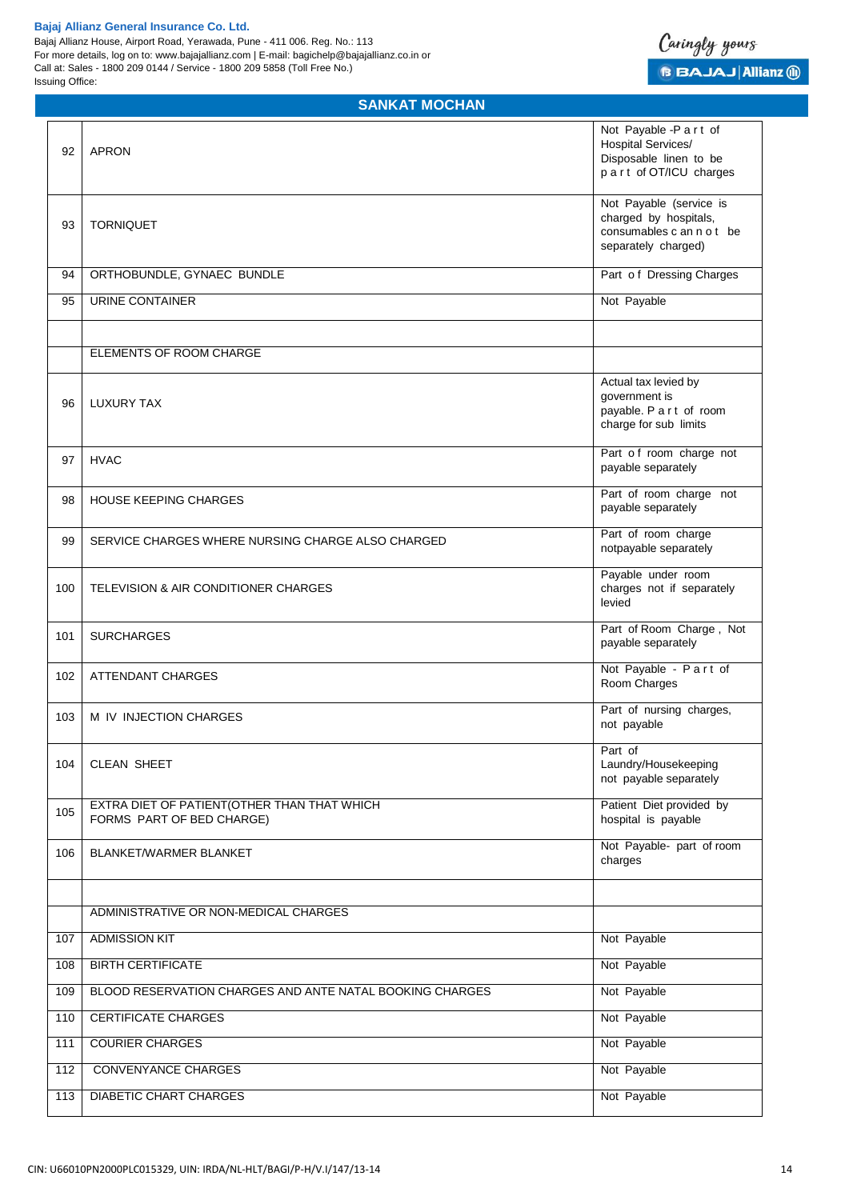## SANKAT MOCHAN

| | | |
|---|---|---|
| 92 | APRON | Not Payable -Part of Hospital Services/ Disposable linen to be part of OT/ICU charges |
| 93 | TORNIQUET | Not Payable (service is charged by hospitals, consumables cannot be separately charged) |
| 94 | ORTHOBUNDLE, GYNAEC BUNDLE | Part of Dressing Charges |
| 95 | URINE CONTAINER | Not Payable |
| | | |
| | ELEMENTS OF ROOM CHARGE | |
| 96 | LUXURY TAX | Actual tax levied by government is payable. Part of room charge for sub limits |
| 97 | HVAC | Part of room charge not payable separately |
| 98 | HOUSE KEEPING CHARGES | Part of room charge not payable separately |
| 99 | SERVICE CHARGES WHERE NURSING CHARGE ALSO CHARGED | Part of room charge notpayable separately |
| 100 | TELEVISION & AIR CONDITIONER CHARGES | Payable under room charges not if separately levied |
| 101 | SURCHARGES | Part of Room Charge , Not payable separately |
| 102 | ATTENDANT CHARGES | Not Payable - Part of Room Charges |
| 103 | M IV INJECTION CHARGES | Part of nursing charges, not payable |
| 104 | CLEAN SHEET | Part of Laundry/Housekeeping not payable separately |
| 105 | EXTRA DIET OF PATIENT(OTHER THAN THAT WHICH FORMS PART OF BED CHARGE) | Patient Diet provided by hospital is payable |
| 106 | BLANKET/WARMER BLANKET | Not Payable- part of room charges |
| | | |
| | ADMINISTRATIVE OR NON-MEDICAL CHARGES | |
| 107 | ADMISSION KIT | Not Payable |
| 108 | BIRTH CERTIFICATE | Not Payable |
| 109 | BLOOD RESERVATION CHARGES AND ANTE NATAL BOOKING CHARGES | Not Payable |
| 110 | CERTIFICATE CHARGES | Not Payable |
| 111 | COURIER CHARGES | Not Payable |
| 112 | CONVENYANCE CHARGES | Not Payable |
| 113 | DIABETIC CHART CHARGES | Not Payable |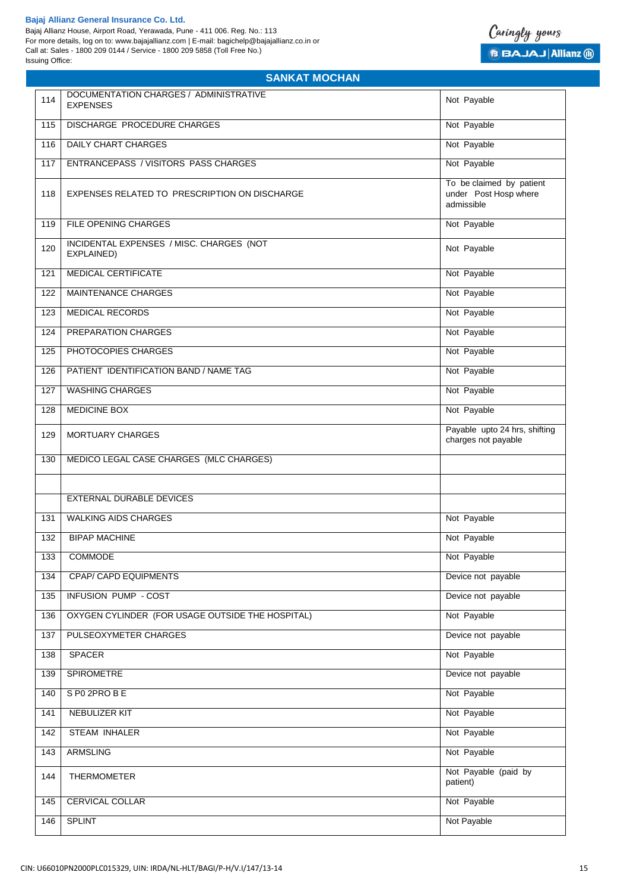**Bajaj Allianz General Insurance Co. Ltd.**
Bajaj Allianz House, Airport Road, Yerawada, Pune - 411 006. Reg. No.: 113
For more details, log on to: www.bajajallianz.com | E-mail: bagichelp@bajajallianz.co.in or
Call at: Sales - 1800 209 0144 / Service - 1800 209 5858 (Toll Free No.)
Issuing Office:

## SANKAT MOCHAN

| | | |
|---|---|---|
| 114 | DOCUMENTATION CHARGES / ADMINISTRATIVE EXPENSES | Not Payable |
| 115 | DISCHARGE PROCEDURE CHARGES | Not Payable |
| 116 | DAILY CHART CHARGES | Not Payable |
| 117 | ENTRANCEPASS / VISITORS PASS CHARGES | Not Payable |
| 118 | EXPENSES RELATED TO PRESCRIPTION ON DISCHARGE | To be claimed by patient under Post Hosp where admissible |
| 119 | FILE OPENING CHARGES | Not Payable |
| 120 | INCIDENTAL EXPENSES / MISC. CHARGES (NOT EXPLAINED) | Not Payable |
| 121 | MEDICAL CERTIFICATE | Not Payable |
| 122 | MAINTENANCE CHARGES | Not Payable |
| 123 | MEDICAL RECORDS | Not Payable |
| 124 | PREPARATION CHARGES | Not Payable |
| 125 | PHOTOCOPIES CHARGES | Not Payable |
| 126 | PATIENT IDENTIFICATION BAND / NAME TAG | Not Payable |
| 127 | WASHING CHARGES | Not Payable |
| 128 | MEDICINE BOX | Not Payable |
| 129 | MORTUARY CHARGES | Payable upto 24 hrs, shifting charges not payable |
| 130 | MEDICO LEGAL CASE CHARGES (MLC CHARGES) | |
| | | |
| | EXTERNAL DURABLE DEVICES | |
| 131 | WALKING AIDS CHARGES | Not Payable |
| 132 | BIPAP MACHINE | Not Payable |
| 133 | COMMODE | Not Payable |
| 134 | CPAP/ CAPD EQUIPMENTS | Device not payable |
| 135 | INFUSION PUMP - COST | Device not payable |
| 136 | OXYGEN CYLINDER (FOR USAGE OUTSIDE THE HOSPITAL) | Not Payable |
| 137 | PULSEOXYMETER CHARGES | Device not payable |
| 138 | SPACER | Not Payable |
| 139 | SPIROMETRE | Device not payable |
| 140 | S P0 2PRO B E | Not Payable |
| 141 | NEBULIZER KIT | Not Payable |
| 142 | STEAM INHALER | Not Payable |
| 143 | ARMSLING | Not Payable |
| 144 | THERMOMETER | Not Payable (paid by patient) |
| 145 | CERVICAL COLLAR | Not Payable |
| 146 | SPLINT | Not Payable |

CIN: U66010PN2000PLC015329, UIN: IRDA/NL-HLT/BAGI/P-H/V.I/147/13-14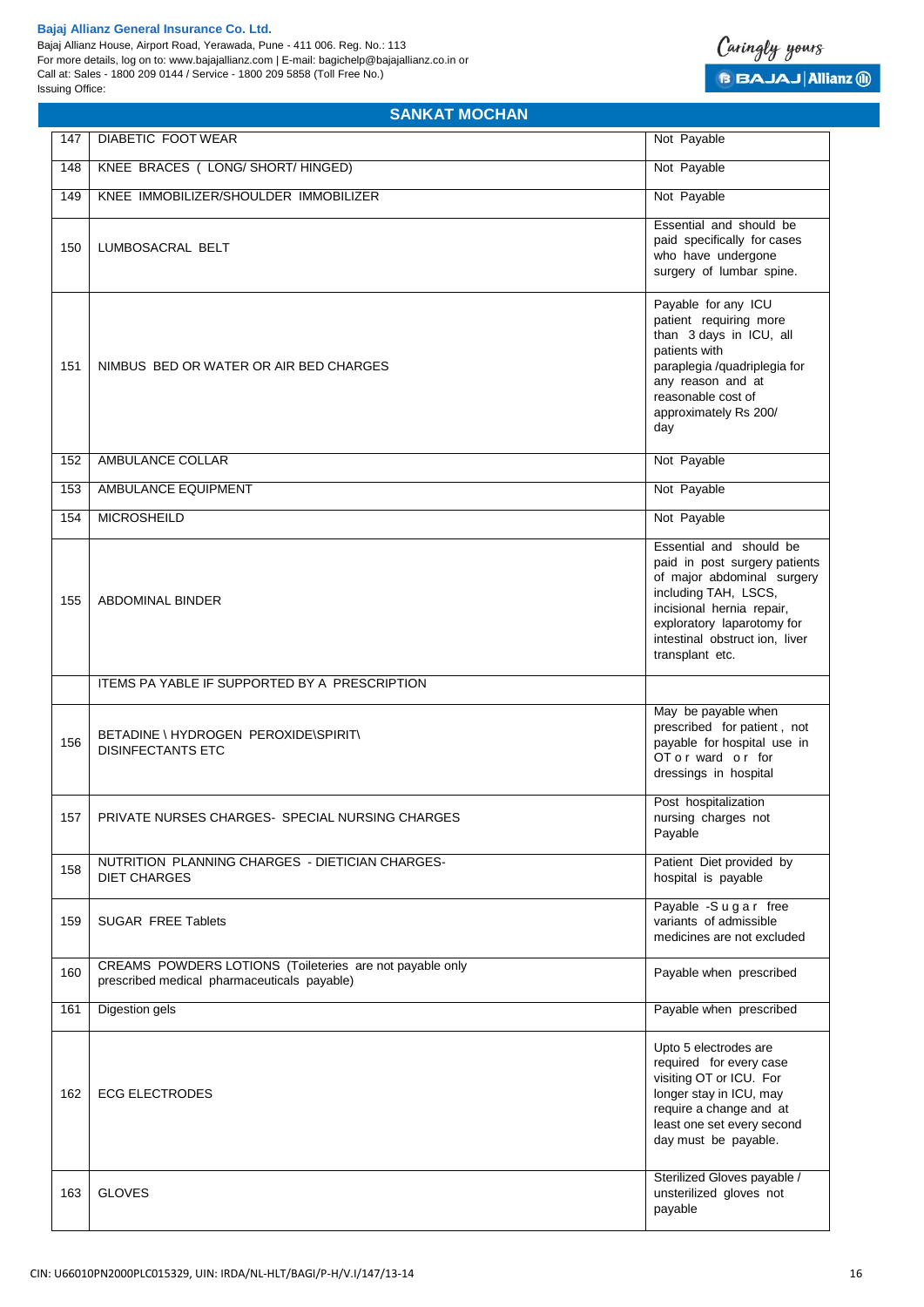## SANKAT MOCHAN

| | | |
|---|---|---|
| 147 | DIABETIC FOOT WEAR | Not Payable |
| 148 | KNEE BRACES ( LONG/ SHORT/ HINGED) | Not Payable |
| 149 | KNEE IMMOBILIZER/SHOULDER IMMOBILIZER | Not Payable |
| 150 | LUMBOSACRAL BELT | Essential and should be paid specifically for cases who have undergone surgery of lumbar spine. |
| 151 | NIMBUS BED OR WATER OR AIR BED CHARGES | Payable for any ICU patient requiring more than 3 days in ICU, all patients with paraplegia /quadriplegia for any reason and at reasonable cost of approximately Rs 200/ day |
| 152 | AMBULANCE COLLAR | Not Payable |
| 153 | AMBULANCE EQUIPMENT | Not Payable |
| 154 | MICROSHEILD | Not Payable |
| 155 | ABDOMINAL BINDER | Essential and should be paid in post surgery patients of major abdominal surgery including TAH, LSCS, incisional hernia repair, exploratory laparotomy for intestinal obstruct ion, liver transplant etc. |
| | ITEMS PA YABLE IF SUPPORTED BY A PRESCRIPTION | |
| 156 | BETADINE \ HYDROGEN PEROXIDE\SPIRIT\ DISINFECTANTS ETC | May be payable when prescribed for patient , not payable for hospital use in OT or ward or for dressings in hospital |
| 157 | PRIVATE NURSES CHARGES- SPECIAL NURSING CHARGES | Post hospitalization nursing charges not Payable |
| 158 | NUTRITION PLANNING CHARGES - DIETICIAN CHARGES- DIET CHARGES | Patient Diet provided by hospital is payable |
| 159 | SUGAR FREE Tablets | Payable -Sugar free variants of admissible medicines are not excluded |
| 160 | CREAMS POWDERS LOTIONS (Toileteries are not payable only prescribed medical pharmaceuticals payable) | Payable when prescribed |
| 161 | Digestion gels | Payable when prescribed |
| 162 | ECG ELECTRODES | Upto 5 electrodes are required for every case visiting OT or ICU. For longer stay in ICU, may require a change and at least one set every second day must be payable. |
| 163 | GLOVES | Sterilized Gloves payable / unsterilized gloves not payable |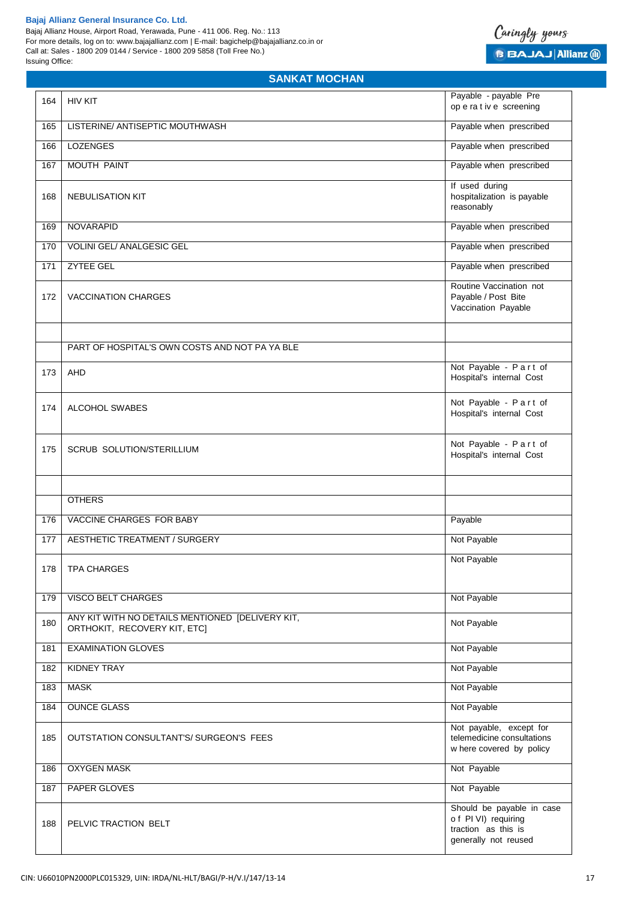## SANKAT MOCHAN

| | | |
|---|---|---|
| 164 | HIV KIT | Payable - payable Pre operative screening |
| 165 | LISTERINE/ ANTISEPTIC MOUTHWASH | Payable when prescribed |
| 166 | LOZENGES | Payable when prescribed |
| 167 | MOUTH PAINT | Payable when prescribed |
| 168 | NEBULISATION KIT | If used during hospitalization is payable reasonably |
| 169 | NOVARAPID | Payable when prescribed |
| 170 | VOLINI GEL/ ANALGESIC GEL | Payable when prescribed |
| 171 | ZYTEE GEL | Payable when prescribed |
| 172 | VACCINATION CHARGES | Routine Vaccination not Payable / Post Bite Vaccination Payable |
| | | |
| | PART OF HOSPITAL'S OWN COSTS AND NOT PAYABLE | |
| 173 | AHD | Not Payable - Part of Hospital's internal Cost |
| 174 | ALCOHOL SWABES | Not Payable - Part of Hospital's internal Cost |
| 175 | SCRUB SOLUTION/STERILLIUM | Not Payable - Part of Hospital's internal Cost |
| | | |
| | OTHERS | |
| 176 | VACCINE CHARGES FOR BABY | Payable |
| 177 | AESTHETIC TREATMENT / SURGERY | Not Payable |
| 178 | TPA CHARGES | Not Payable |
| 179 | VISCO BELT CHARGES | Not Payable |
| 180 | ANY KIT WITH NO DETAILS MENTIONED [DELIVERY KIT, ORTHOKIT, RECOVERY KIT, ETC] | Not Payable |
| 181 | EXAMINATION GLOVES | Not Payable |
| 182 | KIDNEY TRAY | Not Payable |
| 183 | MASK | Not Payable |
| 184 | OUNCE GLASS | Not Payable |
| 185 | OUTSTATION CONSULTANT'S/ SURGEON'S FEES | Not payable, except for telemedicine consultations where covered by policy |
| 186 | OXYGEN MASK | Not Payable |
| 187 | PAPER GLOVES | Not Payable |
| 188 | PELVIC TRACTION BELT | Should be payable in case of PIVI) requiring traction as this is generally not reused |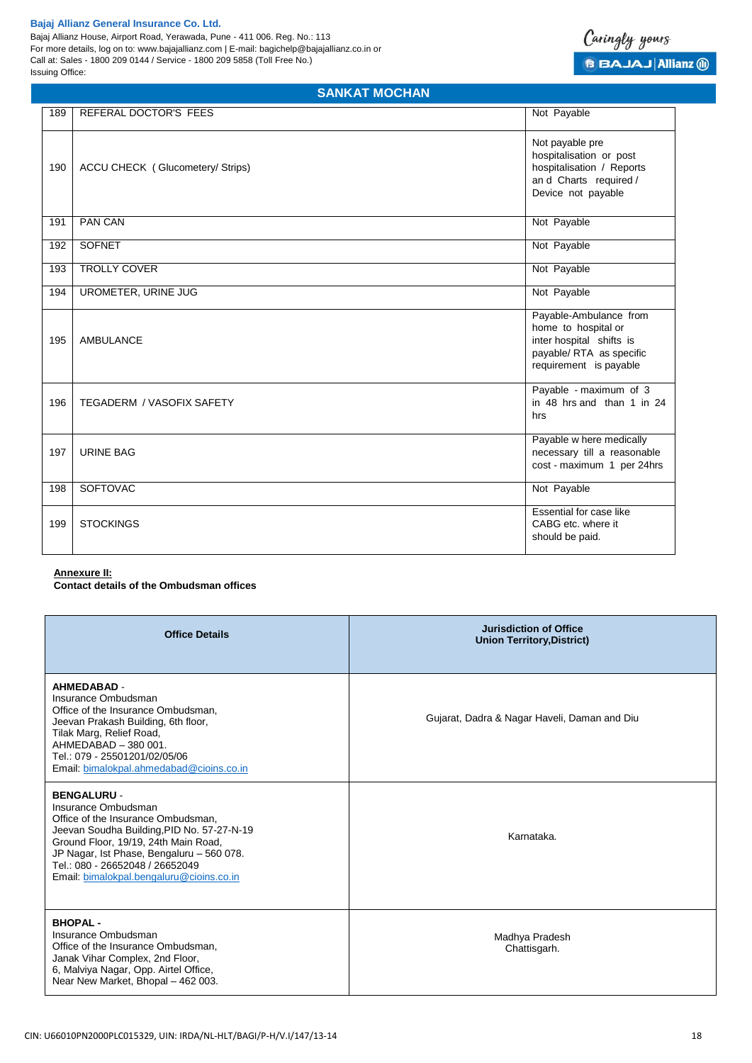## SANKAT MOCHAN

| | | |
|---|---|---|
| 189 | REFERAL DOCTOR'S FEES | Not Payable |
| 190 | ACCU CHECK ( Glucometery/ Strips) | Not payable pre hospitalisation or post hospitalisation / Reports an d Charts required / Device not payable |
| 191 | PAN CAN | Not Payable |
| 192 | SOFNET | Not Payable |
| 193 | TROLLY COVER | Not Payable |
| 194 | UROMETER, URINE JUG | Not Payable |
| 195 | AMBULANCE | Payable-Ambulance from home to hospital or inter hospital shifts is payable/ RTA as specific requirement is payable |
| 196 | TEGADERM / VASOFIX SAFETY | Payable - maximum of 3 in 48 hrs and than 1 in 24 hrs |
| 197 | URINE BAG | Payable w here medically necessary till a reasonable cost - maximum 1 per 24hrs |
| 198 | SOFTOVAC | Not Payable |
| 199 | STOCKINGS | Essential for case like CABG etc. where it should be paid. |

**Annexure II:**

**Contact details of the Ombudsman offices**

| Office Details | Jurisdiction of Office Union Territory,District) |
|---|---|
| **AHMEDABAD** - Insurance Ombudsman Office of the Insurance Ombudsman, Jeevan Prakash Building, 6th floor, Tilak Marg, Relief Road, AHMEDABAD – 380 001. Tel.: 079 - 25501201/02/05/06 Email: bimalokpal.ahmedabad@cioins.co.in | Gujarat, Dadra & Nagar Haveli, Daman and Diu |
| **BENGALURU** - Insurance Ombudsman Office of the Insurance Ombudsman, Jeevan Soudha Building,PID No. 57-27-N-19 Ground Floor, 19/19, 24th Main Road, JP Nagar, Ist Phase, Bengaluru – 560 078. Tel.: 080 - 26652048 / 26652049 Email: bimalokpal.bengaluru@cioins.co.in | Karnataka. |
| **BHOPAL** - Insurance Ombudsman Office of the Insurance Ombudsman, Janak Vihar Complex, 2nd Floor, 6, Malviya Nagar, Opp. Airtel Office, Near New Market, Bhopal – 462 003. | Madhya Pradesh Chattisgarh. |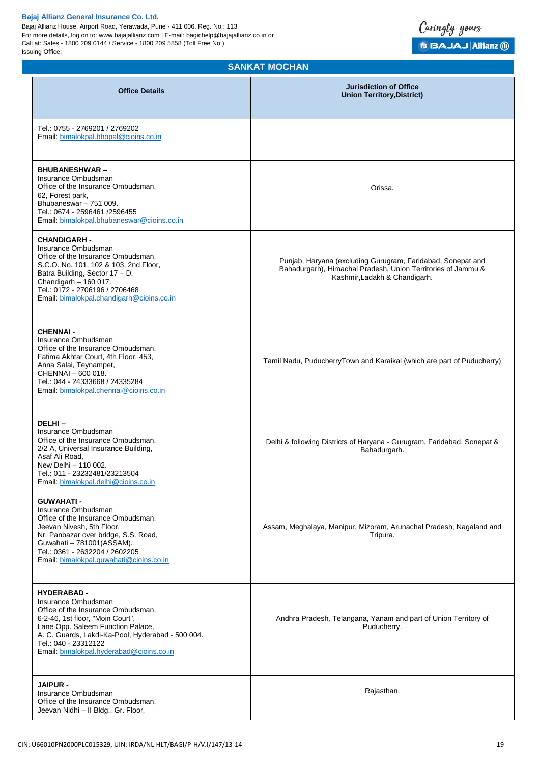## SANKAT MOCHAN

| Office Details | Jurisdiction of Office Union Territory,District) |
|---|---|
| Tel.: 0755 - 2769201 / 2769202<br>Email: bimalokpal.bhopal@cioins.co.in | |
| **BHUBANESHWAR –**<br>Insurance Ombudsman<br>Office of the Insurance Ombudsman,<br>62, Forest park,<br>Bhubaneswar – 751 009.<br>Tel.: 0674 - 2596461 /2596455<br>Email: bimalokpal.bhubaneswar@cioins.co.in | Orissa. |
| **CHANDIGARH -**<br>Insurance Ombudsman<br>Office of the Insurance Ombudsman,<br>S.C.O. No. 101, 102 & 103, 2nd Floor,<br>Batra Building, Sector 17 – D,<br>Chandigarh – 160 017.<br>Tel.: 0172 - 2706196 / 2706468<br>Email: bimalokpal.chandigarh@cioins.co.in | Punjab, Haryana (excluding Gurugram, Faridabad, Sonepat and Bahadurgarh), Himachal Pradesh, Union Territories of Jammu & Kashmir,Ladakh & Chandigarh. |
| **CHENNAI -**<br>Insurance Ombudsman<br>Office of the Insurance Ombudsman,<br>Fatima Akhtar Court, 4th Floor, 453,<br>Anna Salai, Teynampet,<br>CHENNAI – 600 018.<br>Tel.: 044 - 24333668 / 24335284<br>Email: bimalokpal.chennai@cioins.co.in | Tamil Nadu, PuducherryTown and Karaikal (which are part of Puducherry) |
| **DELHI –**<br>Insurance Ombudsman<br>Office of the Insurance Ombudsman,<br>2/2 A, Universal Insurance Building,<br>Asaf Ali Road,<br>New Delhi – 110 002.<br>Tel.: 011 - 23232481/23213504<br>Email: bimalokpal.delhi@cioins.co.in | Delhi & following Districts of Haryana - Gurugram, Faridabad, Sonepat & Bahadurgarh. |
| **GUWAHATI -**<br>Insurance Ombudsman<br>Office of the Insurance Ombudsman,<br>Jeevan Nivesh, 5th Floor,<br>Nr. Panbazar over bridge, S.S. Road,<br>Guwahati – 781001(ASSAM).<br>Tel.: 0361 - 2632204 / 2602205<br>Email: bimalokpal.guwahati@cioins.co.in | Assam, Meghalaya, Manipur, Mizoram, Arunachal Pradesh, Nagaland and Tripura. |
| **HYDERABAD -**<br>Insurance Ombudsman<br>Office of the Insurance Ombudsman,<br>6-2-46, 1st floor, "Moin Court",<br>Lane Opp. Saleem Function Palace,<br>A. C. Guards, Lakdi-Ka-Pool, Hyderabad - 500 004.<br>Tel.: 040 - 23312122<br>Email: bimalokpal.hyderabad@cioins.co.in | Andhra Pradesh, Telangana, Yanam and part of Union Territory of Puducherry. |
| **JAIPUR -**<br>Insurance Ombudsman<br>Office of the Insurance Ombudsman,<br>Jeevan Nidhi – II Bldg., Gr. Floor, | Rajasthan. |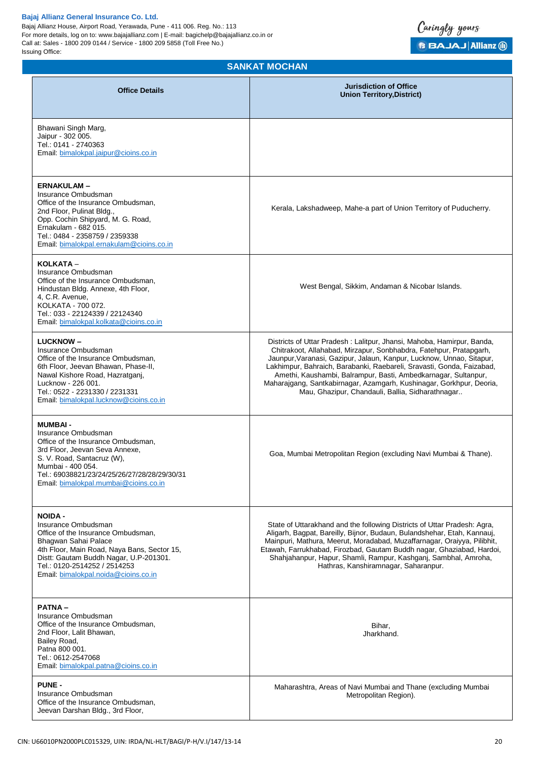## SANKAT MOCHAN

| Office Details | Jurisdiction of Office Union Territory,District) |
|---|---|
| Bhawani Singh Marg,<br>Jaipur - 302 005.<br>Tel.: 0141 - 2740363<br>Email: bimalokpal.jaipur@cioins.co.in | |
| **ERNAKULAM –**<br>Insurance Ombudsman<br>Office of the Insurance Ombudsman,<br>2nd Floor, Pulinat Bldg.,<br>Opp. Cochin Shipyard, M. G. Road,<br>Ernakulam - 682 015.<br>Tel.: 0484 - 2358759 / 2359338<br>Email: bimalokpal.ernakulam@cioins.co.in | Kerala, Lakshadweep, Mahe-a part of Union Territory of Puducherry. |
| **KOLKATA** –<br>Insurance Ombudsman<br>Office of the Insurance Ombudsman,<br>Hindustan Bldg. Annexe, 4th Floor,<br>4, C.R. Avenue,<br>KOLKATA - 700 072.<br>Tel.: 033 - 22124339 / 22124340<br>Email: bimalokpal.kolkata@cioins.co.in | West Bengal, Sikkim, Andaman & Nicobar Islands. |
| **LUCKNOW –**<br>Insurance Ombudsman<br>Office of the Insurance Ombudsman,<br>6th Floor, Jeevan Bhawan, Phase-II,<br>Nawal Kishore Road, Hazratganj,<br>Lucknow - 226 001.<br>Tel.: 0522 - 2231330 / 2231331<br>Email: bimalokpal.lucknow@cioins.co.in | Districts of Uttar Pradesh : Lalitpur, Jhansi, Mahoba, Hamirpur, Banda, Chitrakoot, Allahabad, Mirzapur, Sonbhabdra, Fatehpur, Pratapgarh, Jaunpur,Varanasi, Gazipur, Jalaun, Kanpur, Lucknow, Unnao, Sitapur, Lakhimpur, Bahraich, Barabanki, Raebareli, Sravasti, Gonda, Faizabad, Amethi, Kaushambi, Balrampur, Basti, Ambedkarnagar, Sultanpur, Maharajgang, Santkabirnagar, Azamgarh, Kushinagar, Gorkhpur, Deoria, Mau, Ghazipur, Chandauli, Ballia, Sidharathnagar.. |
| **MUMBAI -**<br>Insurance Ombudsman<br>Office of the Insurance Ombudsman,<br>3rd Floor, Jeevan Seva Annexe,<br>S. V. Road, Santacruz (W),<br>Mumbai - 400 054.<br>Tel.: 69038821/23/24/25/26/27/28/28/29/30/31<br>Email: bimalokpal.mumbai@cioins.co.in | Goa, Mumbai Metropolitan Region (excluding Navi Mumbai & Thane). |
| **NOIDA -**<br>Insurance Ombudsman<br>Office of the Insurance Ombudsman,<br>Bhagwan Sahai Palace<br>4th Floor, Main Road, Naya Bans, Sector 15,<br>Distt: Gautam Buddh Nagar, U.P-201301.<br>Tel.: 0120-2514252 / 2514253<br>Email: bimalokpal.noida@cioins.co.in | State of Uttarakhand and the following Districts of Uttar Pradesh: Agra, Aligarh, Bagpat, Bareilly, Bijnor, Budaun, Bulandshehar, Etah, Kannauj, Mainpuri, Mathura, Meerut, Moradabad, Muzaffarnagar, Oraiyya, Pilibhit, Etawah, Farrukhabad, Firozbad, Gautam Buddh nagar, Ghaziabad, Hardoi, Shahjahanpur, Hapur, Shamli, Rampur, Kashganj, Sambhal, Amroha, Hathras, Kanshiramnagar, Saharanpur. |
| **PATNA –**<br>Insurance Ombudsman<br>Office of the Insurance Ombudsman,<br>2nd Floor, Lalit Bhawan,<br>Bailey Road,<br>Patna 800 001.<br>Tel.: 0612-2547068<br>Email: bimalokpal.patna@cioins.co.in | Bihar,<br>Jharkhand. |
| **PUNE -**<br>Insurance Ombudsman<br>Office of the Insurance Ombudsman,<br>Jeevan Darshan Bldg., 3rd Floor, | Maharashtra, Areas of Navi Mumbai and Thane (excluding Mumbai Metropolitan Region). |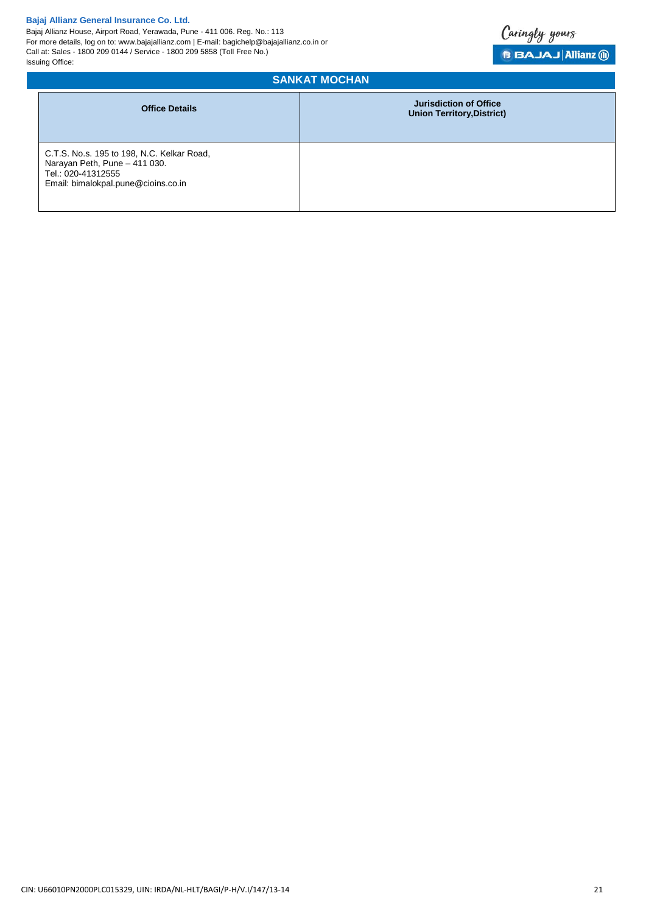## SANKAT MOCHAN

| Office Details | Jurisdiction of Office Union Territory,District) |
| --- | --- |
| C.T.S. No.s. 195 to 198, N.C. Kelkar Road, Narayan Peth, Pune – 411 030. Tel.: 020-41312555 Email: bimalokpal.pune@cioins.co.in | |